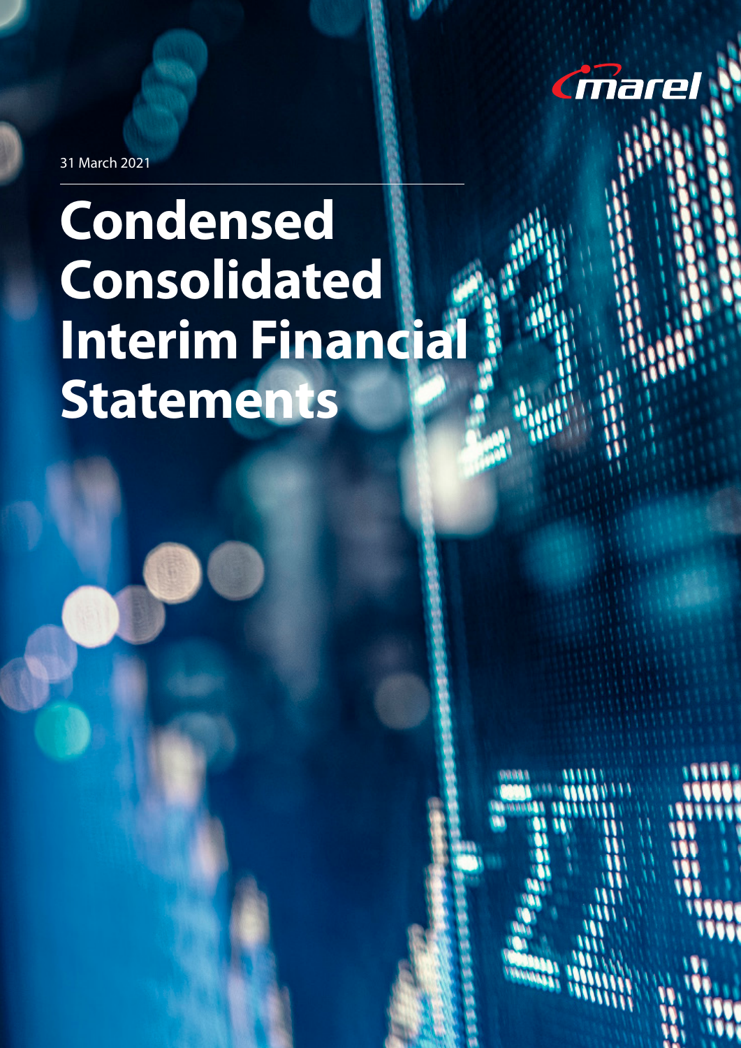marel

31 March 2021

# Condensed Consolidated Interim Financial Statements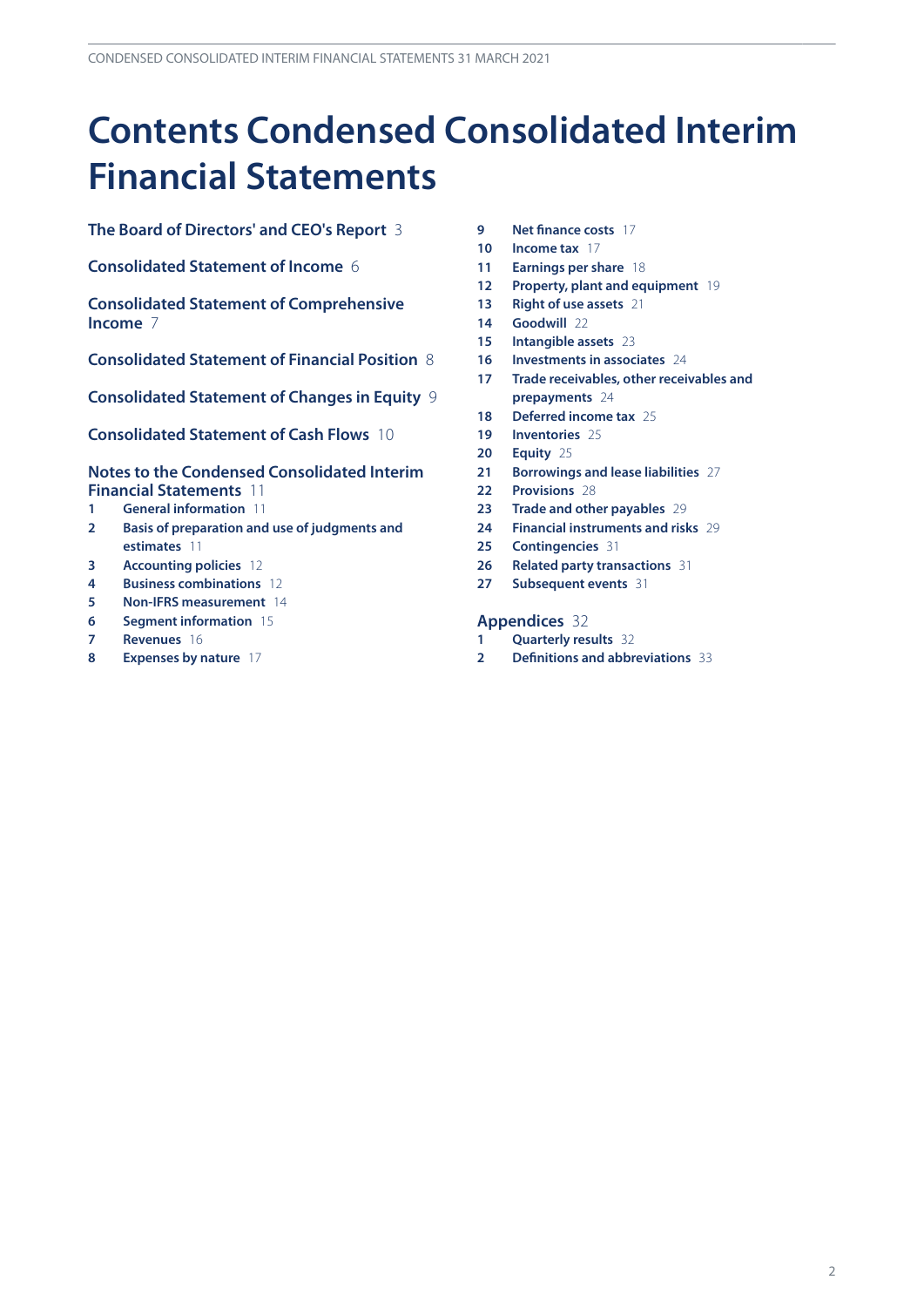# Contents Condensed Consolidated Interim Financial Statements

**The Board of Directors' and CEO's Report** 3

**Consolidated Statement of Income** 6

**Consolidated Statement of Comprehensive Income** 7

**Consolidated Statement of Financial Position** 8

**Consolidated Statement of Changes in Equity** 9

**Consolidated Statement of Cash Flows** 10

**Notes to the Condensed Consolidated Interim Financial Statements** 11

1 **General information** 11
2 **Basis of preparation and use of judgments and estimates** 11
3 **Accounting policies** 12
4 **Business combinations** 12
5 **Non-IFRS measurement** 14
6 **Segment information** 15
7 **Revenues** 16
8 **Expenses by nature** 17
9 **Net finance costs** 17
10 **Income tax** 17
11 **Earnings per share** 18
12 **Property, plant and equipment** 19
13 **Right of use assets** 21
14 **Goodwill** 22
15 **Intangible assets** 23
16 **Investments in associates** 24
17 **Trade receivables, other receivables and prepayments** 24
18 **Deferred income tax** 25
19 **Inventories** 25
20 **Equity** 25
21 **Borrowings and lease liabilities** 27
22 **Provisions** 28
23 **Trade and other payables** 29
24 **Financial instruments and risks** 29
25 **Contingencies** 31
26 **Related party transactions** 31
27 **Subsequent events** 31

**Appendices** 32

1 **Quarterly results** 32
2 **Definitions and abbreviations** 33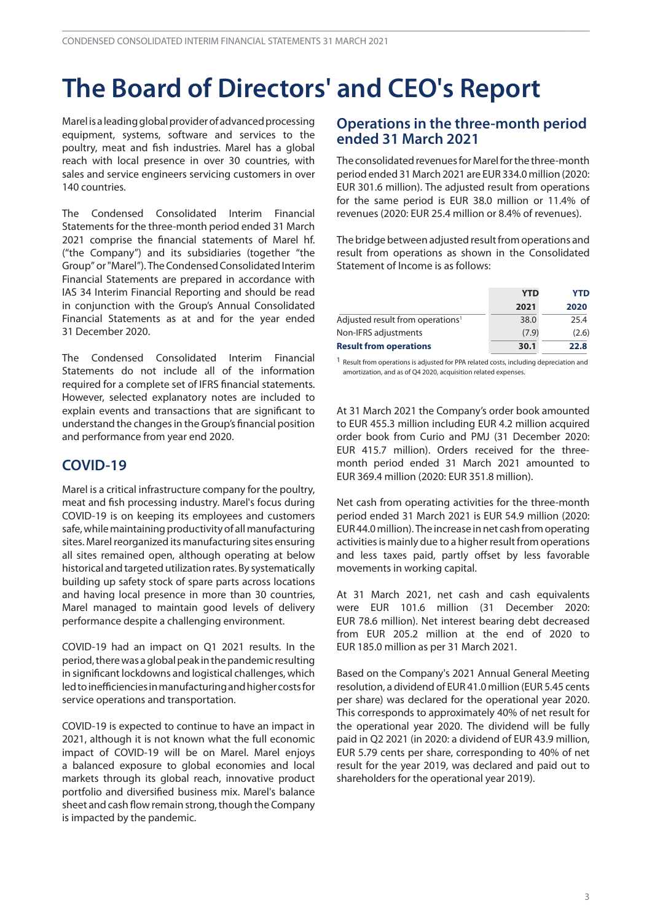// The Board of Directors' and CEO's Report

# The Board of Directors' and CEO's Report

Marel is a leading global provider of advanced processing equipment, systems, software and services to the poultry, meat and fish industries. Marel has a global reach with local presence in over 30 countries, with sales and service engineers servicing customers in over 140 countries.

The Condensed Consolidated Interim Financial Statements for the three-month period ended 31 March 2021 comprise the financial statements of Marel hf. ("the Company") and its subsidiaries (together "the Group" or "Marel"). The Condensed Consolidated Interim Financial Statements are prepared in accordance with IAS 34 Interim Financial Reporting and should be read in conjunction with the Group's Annual Consolidated Financial Statements as at and for the year ended 31 December 2020.

The Condensed Consolidated Interim Financial Statements do not include all of the information required for a complete set of IFRS financial statements. However, selected explanatory notes are included to explain events and transactions that are significant to understand the changes in the Group's financial position and performance from year end 2020.

## COVID-19

Marel is a critical infrastructure company for the poultry, meat and fish processing industry. Marel's focus during COVID-19 is on keeping its employees and customers safe, while maintaining productivity of all manufacturing sites. Marel reorganized its manufacturing sites ensuring all sites remained open, although operating at below historical and targeted utilization rates. By systematically building up safety stock of spare parts across locations and having local presence in more than 30 countries, Marel managed to maintain good levels of delivery performance despite a challenging environment.

COVID-19 had an impact on Q1 2021 results. In the period, there was a global peak in the pandemic resulting in significant lockdowns and logistical challenges, which led to inefficiencies in manufacturing and higher costs for service operations and transportation.

COVID-19 is expected to continue to have an impact in 2021, although it is not known what the full economic impact of COVID-19 will be on Marel. Marel enjoys a balanced exposure to global economies and local markets through its global reach, innovative product portfolio and diversified business mix. Marel's balance sheet and cash flow remain strong, though the Company is impacted by the pandemic.

## Operations in the three-month period ended 31 March 2021

The consolidated revenues for Marel for the three-month period ended 31 March 2021 are EUR 334.0 million (2020: EUR 301.6 million). The adjusted result from operations for the same period is EUR 38.0 million or 11.4% of revenues (2020: EUR 25.4 million or 8.4% of revenues).

The bridge between adjusted result from operations and result from operations as shown in the Consolidated Statement of Income is as follows:

| | YTD 2021 | YTD 2020 |
|---|---|---|
| Adjusted result from operations[1] | 38.0 | 25.4 |
| Non-IFRS adjustments | (7.9) | (2.6) |
| **Result from operations** | **30.1** | **22.8** |

[1] Result from operations is adjusted for PPA related costs, including depreciation and amortization, and as of Q4 2020, acquisition related expenses.

At 31 March 2021 the Company's order book amounted to EUR 455.3 million including EUR 4.2 million acquired order book from Curio and PMJ (31 December 2020: EUR 415.7 million). Orders received for the three-month period ended 31 March 2021 amounted to EUR 369.4 million (2020: EUR 351.8 million).

Net cash from operating activities for the three-month period ended 31 March 2021 is EUR 54.9 million (2020: EUR 44.0 million). The increase in net cash from operating activities is mainly due to a higher result from operations and less taxes paid, partly offset by less favorable movements in working capital.

At 31 March 2021, net cash and cash equivalents were EUR 101.6 million (31 December 2020: EUR 78.6 million). Net interest bearing debt decreased from EUR 205.2 million at the end of 2020 to EUR 185.0 million as per 31 March 2021.

Based on the Company's 2021 Annual General Meeting resolution, a dividend of EUR 41.0 million (EUR 5.45 cents per share) was declared for the operational year 2020. This corresponds to approximately 40% of net result for the operational year 2020. The dividend will be fully paid in Q2 2021 (in 2020: a dividend of EUR 43.9 million, EUR 5.79 cents per share, corresponding to 40% of net result for the year 2019, was declared and paid out to shareholders for the operational year 2019).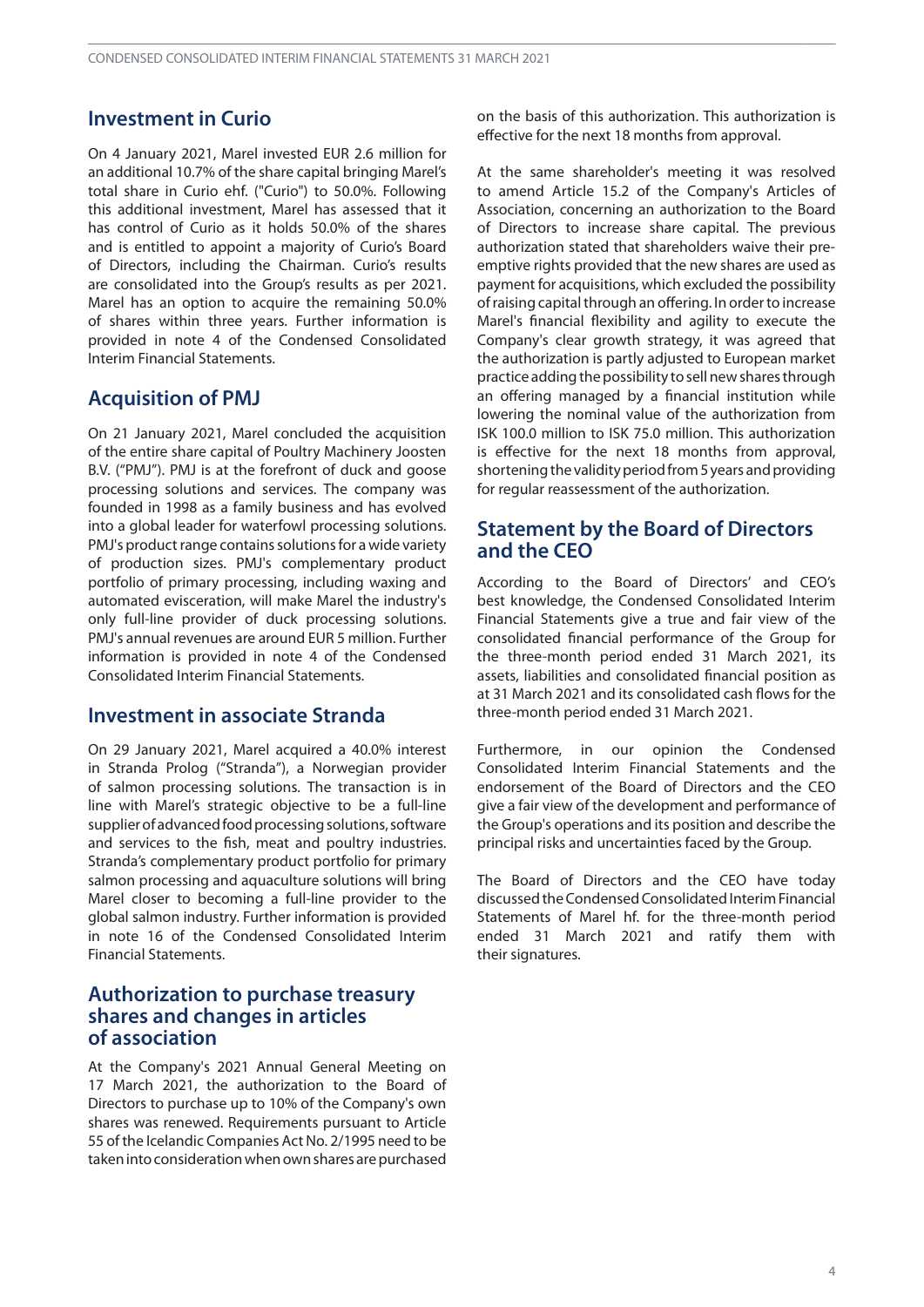## Investment in Curio

On 4 January 2021, Marel invested EUR 2.6 million for an additional 10.7% of the share capital bringing Marel's total share in Curio ehf. ("Curio") to 50.0%. Following this additional investment, Marel has assessed that it has control of Curio as it holds 50.0% of the shares and is entitled to appoint a majority of Curio's Board of Directors, including the Chairman. Curio's results are consolidated into the Group's results as per 2021. Marel has an option to acquire the remaining 50.0% of shares within three years. Further information is provided in note 4 of the Condensed Consolidated Interim Financial Statements.

## Acquisition of PMJ

On 21 January 2021, Marel concluded the acquisition of the entire share capital of Poultry Machinery Joosten B.V. ("PMJ"). PMJ is at the forefront of duck and goose processing solutions and services. The company was founded in 1998 as a family business and has evolved into a global leader for waterfowl processing solutions. PMJ's product range contains solutions for a wide variety of production sizes. PMJ's complementary product portfolio of primary processing, including waxing and automated evisceration, will make Marel the industry's only full-line provider of duck processing solutions. PMJ's annual revenues are around EUR 5 million. Further information is provided in note 4 of the Condensed Consolidated Interim Financial Statements.

## Investment in associate Stranda

On 29 January 2021, Marel acquired a 40.0% interest in Stranda Prolog ("Stranda"), a Norwegian provider of salmon processing solutions. The transaction is in line with Marel's strategic objective to be a full-line supplier of advanced food processing solutions, software and services to the fish, meat and poultry industries. Stranda's complementary product portfolio for primary salmon processing and aquaculture solutions will bring Marel closer to becoming a full-line provider to the global salmon industry. Further information is provided in note 16 of the Condensed Consolidated Interim Financial Statements.

## Authorization to purchase treasury shares and changes in articles of association

At the Company's 2021 Annual General Meeting on 17 March 2021, the authorization to the Board of Directors to purchase up to 10% of the Company's own shares was renewed. Requirements pursuant to Article 55 of the Icelandic Companies Act No. 2/1995 need to be taken into consideration when own shares are purchased on the basis of this authorization. This authorization is effective for the next 18 months from approval.

At the same shareholder's meeting it was resolved to amend Article 15.2 of the Company's Articles of Association, concerning an authorization to the Board of Directors to increase share capital. The previous authorization stated that shareholders waive their pre-emptive rights provided that the new shares are used as payment for acquisitions, which excluded the possibility of raising capital through an offering. In order to increase Marel's financial flexibility and agility to execute the Company's clear growth strategy, it was agreed that the authorization is partly adjusted to European market practice adding the possibility to sell new shares through an offering managed by a financial institution while lowering the nominal value of the authorization from ISK 100.0 million to ISK 75.0 million. This authorization is effective for the next 18 months from approval, shortening the validity period from 5 years and providing for regular reassessment of the authorization.

## Statement by the Board of Directors and the CEO

According to the Board of Directors' and CEO's best knowledge, the Condensed Consolidated Interim Financial Statements give a true and fair view of the consolidated financial performance of the Group for the three-month period ended 31 March 2021, its assets, liabilities and consolidated financial position as at 31 March 2021 and its consolidated cash flows for the three-month period ended 31 March 2021.

Furthermore, in our opinion the Condensed Consolidated Interim Financial Statements and the endorsement of the Board of Directors and the CEO give a fair view of the development and performance of the Group's operations and its position and describe the principal risks and uncertainties faced by the Group.

The Board of Directors and the CEO have today discussed the Condensed Consolidated Interim Financial Statements of Marel hf. for the three-month period ended 31 March 2021 and ratify them with their signatures.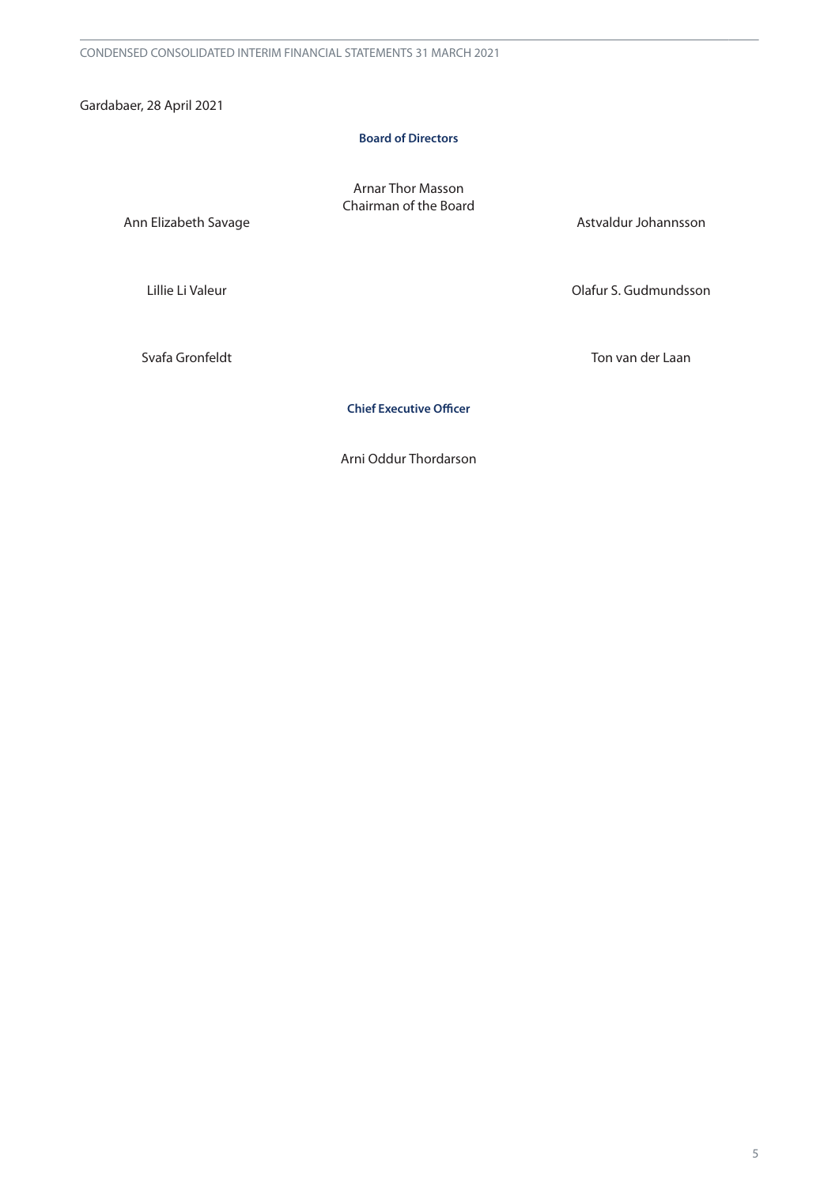Gardabaer, 28 April 2021

**Board of Directors**

Arnar Thor Masson
Chairman of the Board

Ann Elizabeth Savage

Astvaldur Johannsson

Lillie Li Valeur

Olafur S. Gudmundsson

Svafa Gronfeldt

Ton van der Laan

**Chief Executive Officer**

Arni Oddur Thordarson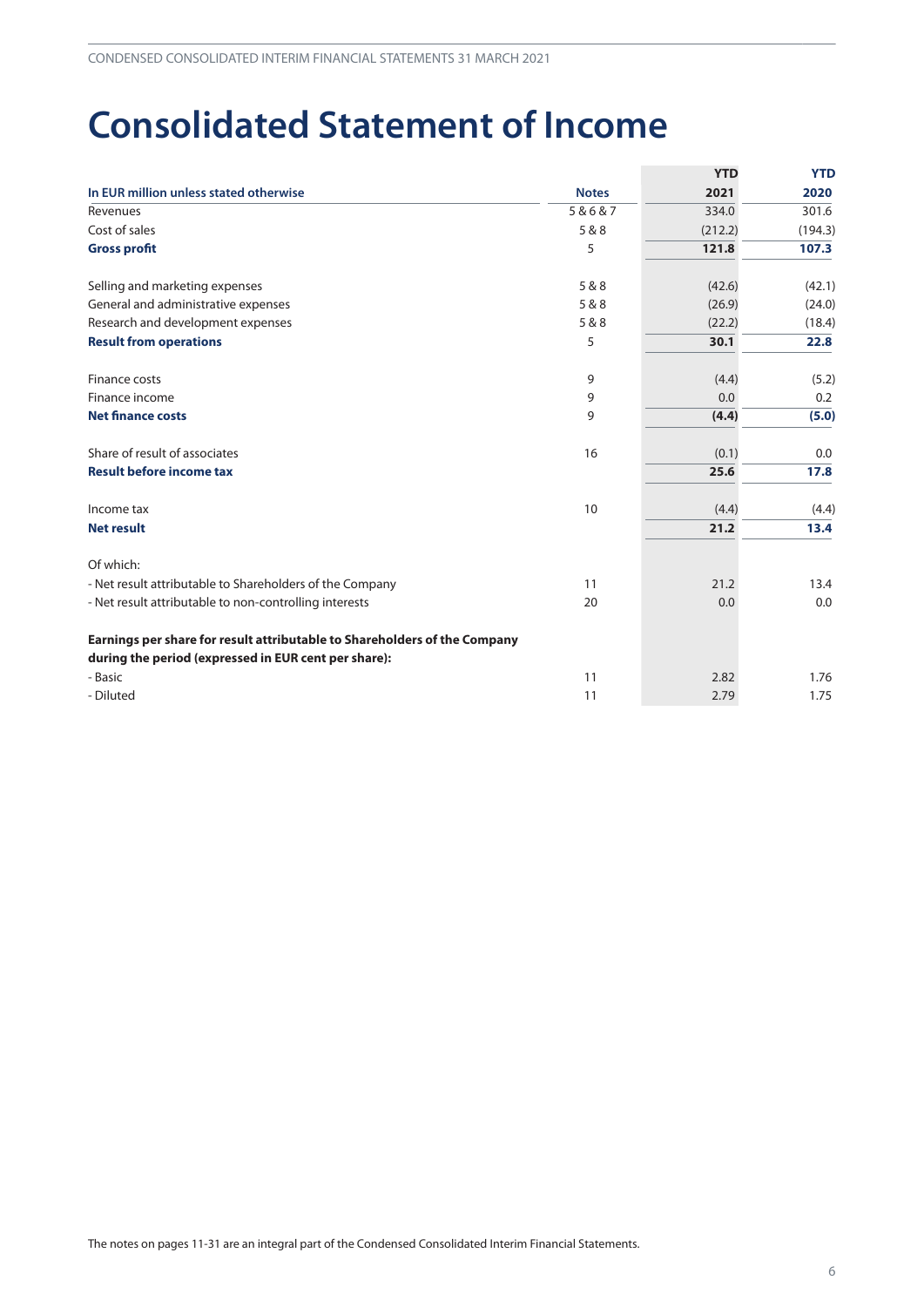# Consolidated Statement of Income

| In EUR million unless stated otherwise | Notes | YTD 2021 | YTD 2020 |
|---|---|---|---|
| Revenues | 5 & 6 & 7 | 334.0 | 301.6 |
| Cost of sales | 5 & 8 | (212.2) | (194.3) |
| **Gross profit** | 5 | **121.8** | **107.3** |
| | | | |
| Selling and marketing expenses | 5 & 8 | (42.6) | (42.1) |
| General and administrative expenses | 5 & 8 | (26.9) | (24.0) |
| Research and development expenses | 5 & 8 | (22.2) | (18.4) |
| **Result from operations** | 5 | **30.1** | **22.8** |
| | | | |
| Finance costs | 9 | (4.4) | (5.2) |
| Finance income | 9 | 0.0 | 0.2 |
| **Net finance costs** | 9 | **(4.4)** | **(5.0)** |
| | | | |
| Share of result of associates | 16 | (0.1) | 0.0 |
| **Result before income tax** | | **25.6** | **17.8** |
| | | | |
| Income tax | 10 | (4.4) | (4.4) |
| **Net result** | | **21.2** | **13.4** |
| | | | |
| Of which: | | | |
| - Net result attributable to Shareholders of the Company | 11 | 21.2 | 13.4 |
| - Net result attributable to non-controlling interests | 20 | 0.0 | 0.0 |
| | | | |
| **Earnings per share for result attributable to Shareholders of the Company during the period (expressed in EUR cent per share):** | | | |
| - Basic | 11 | 2.82 | 1.76 |
| - Diluted | 11 | 2.79 | 1.75 |

The notes on pages 11-31 are an integral part of the Condensed Consolidated Interim Financial Statements.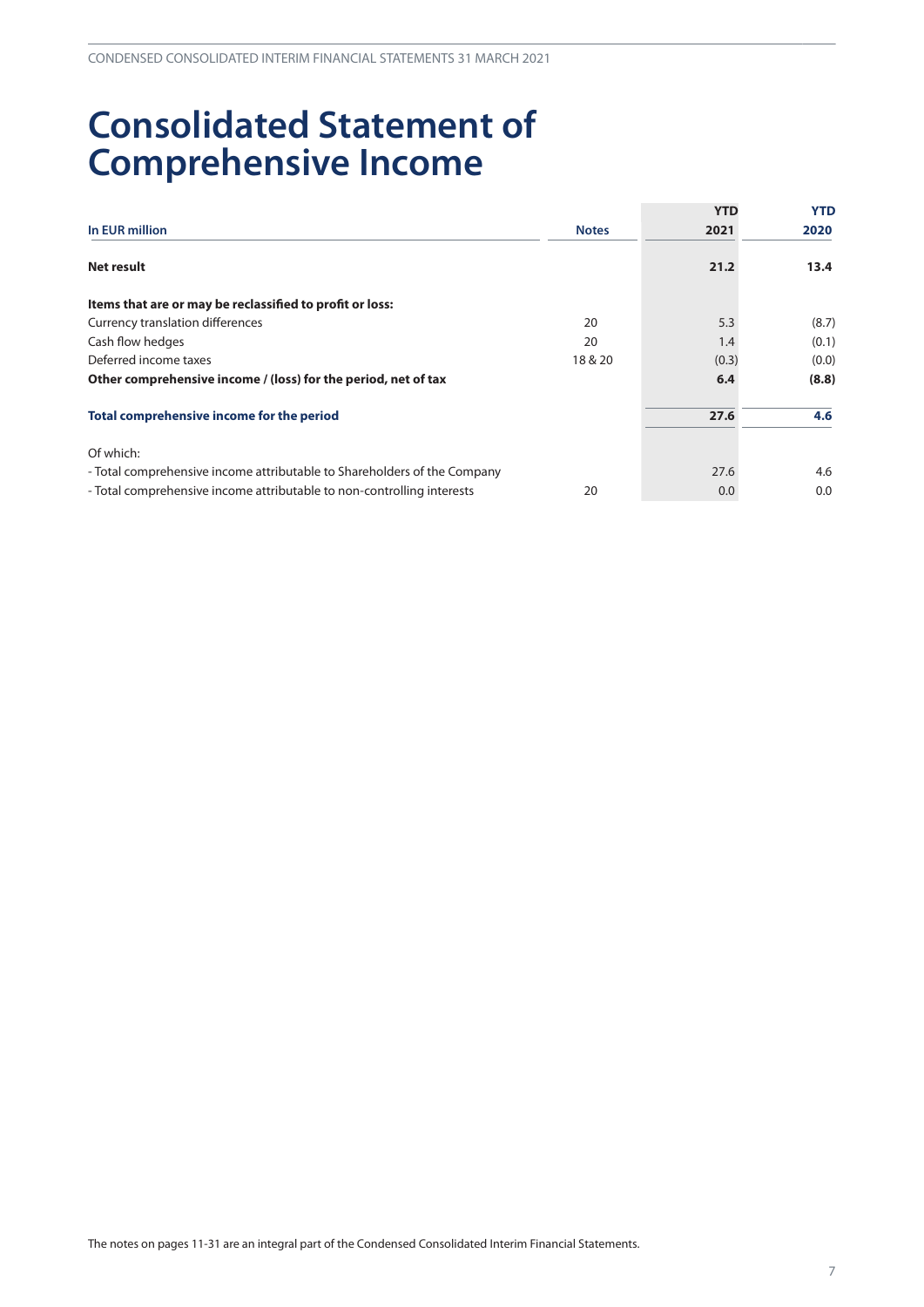# Consolidated Statement of Comprehensive Income

| In EUR million | Notes | YTD 2021 | YTD 2020 |
|---|---|---|---|
| **Net result** | | **21.2** | **13.4** |
| **Items that are or may be reclassified to profit or loss:** | | | |
| Currency translation differences | 20 | 5.3 | (8.7) |
| Cash flow hedges | 20 | 1.4 | (0.1) |
| Deferred income taxes | 18 & 20 | (0.3) | (0.0) |
| **Other comprehensive income / (loss) for the period, net of tax** | | **6.4** | **(8.8)** |
| **Total comprehensive income for the period** | | **27.6** | **4.6** |
| Of which: | | | |
| - Total comprehensive income attributable to Shareholders of the Company | | 27.6 | 4.6 |
| - Total comprehensive income attributable to non-controlling interests | 20 | 0.0 | 0.0 |

The notes on pages 11-31 are an integral part of the Condensed Consolidated Interim Financial Statements.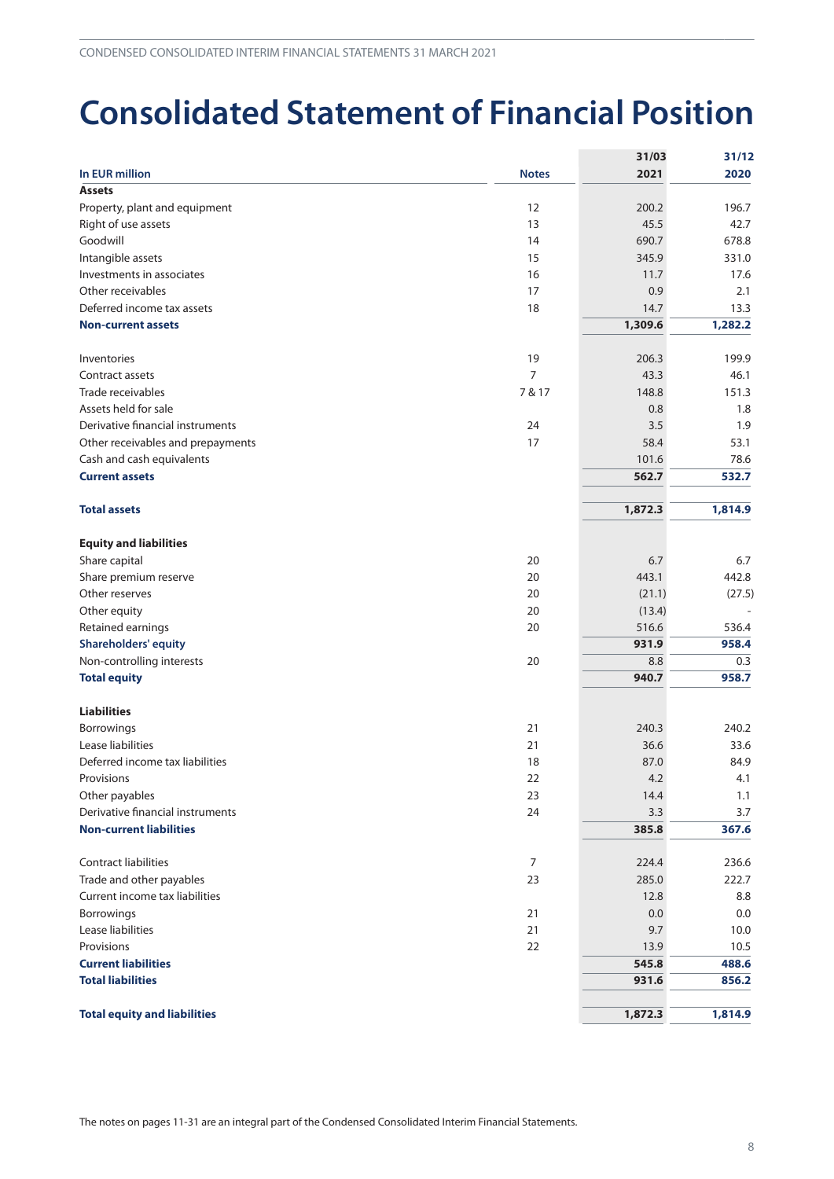# Consolidated Statement of Financial Position

| In EUR million | Notes | 31/03 2021 | 31/12 2020 |
|---|---|---|---|
| **Assets** | | | |
| Property, plant and equipment | 12 | 200.2 | 196.7 |
| Right of use assets | 13 | 45.5 | 42.7 |
| Goodwill | 14 | 690.7 | 678.8 |
| Intangible assets | 15 | 345.9 | 331.0 |
| Investments in associates | 16 | 11.7 | 17.6 |
| Other receivables | 17 | 0.9 | 2.1 |
| Deferred income tax assets | 18 | 14.7 | 13.3 |
| **Non-current assets** | | **1,309.6** | **1,282.2** |
| | | | |
| Inventories | 19 | 206.3 | 199.9 |
| Contract assets | 7 | 43.3 | 46.1 |
| Trade receivables | 7 & 17 | 148.8 | 151.3 |
| Assets held for sale | | 0.8 | 1.8 |
| Derivative financial instruments | 24 | 3.5 | 1.9 |
| Other receivables and prepayments | 17 | 58.4 | 53.1 |
| Cash and cash equivalents | | 101.6 | 78.6 |
| **Current assets** | | **562.7** | **532.7** |
| | | | |
| **Total assets** | | **1,872.3** | **1,814.9** |
| | | | |
| **Equity and liabilities** | | | |
| Share capital | 20 | 6.7 | 6.7 |
| Share premium reserve | 20 | 443.1 | 442.8 |
| Other reserves | 20 | (21.1) | (27.5) |
| Other equity | 20 | (13.4) | - |
| Retained earnings | 20 | 516.6 | 536.4 |
| **Shareholders' equity** | | **931.9** | **958.4** |
| Non-controlling interests | 20 | 8.8 | 0.3 |
| **Total equity** | | **940.7** | **958.7** |
| | | | |
| **Liabilities** | | | |
| Borrowings | 21 | 240.3 | 240.2 |
| Lease liabilities | 21 | 36.6 | 33.6 |
| Deferred income tax liabilities | 18 | 87.0 | 84.9 |
| Provisions | 22 | 4.2 | 4.1 |
| Other payables | 23 | 14.4 | 1.1 |
| Derivative financial instruments | 24 | 3.3 | 3.7 |
| **Non-current liabilities** | | **385.8** | **367.6** |
| | | | |
| Contract liabilities | 7 | 224.4 | 236.6 |
| Trade and other payables | 23 | 285.0 | 222.7 |
| Current income tax liabilities | | 12.8 | 8.8 |
| Borrowings | 21 | 0.0 | 0.0 |
| Lease liabilities | 21 | 9.7 | 10.0 |
| Provisions | 22 | 13.9 | 10.5 |
| **Current liabilities** | | **545.8** | **488.6** |
| **Total liabilities** | | **931.6** | **856.2** |
| | | | |
| **Total equity and liabilities** | | **1,872.3** | **1,814.9** |

The notes on pages 11-31 are an integral part of the Condensed Consolidated Interim Financial Statements.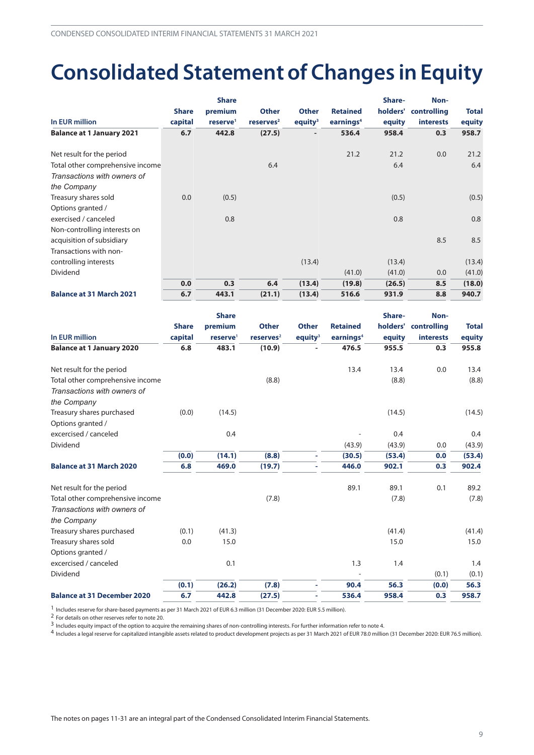# Consolidated Statement of Changes in Equity

| In EUR million | Share capital | Share premium reserve[1] | Other reserves[2] | Other equity[3] | Retained earnings[4] | Share-holders' equity | Non-controlling interests | Total equity |
|---|---|---|---|---|---|---|---|---|
| **Balance at 1 January 2021** | **6.7** | **442.8** | **(27.5)** | **-** | **536.4** | **958.4** | **0.3** | **958.7** |
| Net result for the period | | | | | 21.2 | 21.2 | 0.0 | 21.2 |
| Total other comprehensive income | | | 6.4 | | | 6.4 | | 6.4 |
| *Transactions with owners of the Company* | | | | | | | | |
| Treasury shares sold | 0.0 | (0.5) | | | | (0.5) | | (0.5) |
| Options granted / exercised / canceled | | 0.8 | | | | 0.8 | | 0.8 |
| Non-controlling interests on acquisition of subsidiary | | | | | | | 8.5 | 8.5 |
| Transactions with non-controlling interests | | | | (13.4) | | (13.4) | | (13.4) |
| Dividend | | | | | (41.0) | (41.0) | 0.0 | (41.0) |
| | **0.0** | **0.3** | **6.4** | **(13.4)** | **(19.8)** | **(26.5)** | **8.5** | **(18.0)** |
| **Balance at 31 March 2021** | **6.7** | **443.1** | **(21.1)** | **(13.4)** | **516.6** | **931.9** | **8.8** | **940.7** |

| In EUR million | Share capital | Share premium reserve[1] | Other reserves[2] | Other equity[3] | Retained earnings[4] | Share-holders' equity | Non-controlling interests | Total equity |
|---|---|---|---|---|---|---|---|---|
| **Balance at 1 January 2020** | **6.8** | **483.1** | **(10.9)** | **-** | **476.5** | **955.5** | **0.3** | **955.8** |
| Net result for the period | | | | | 13.4 | 13.4 | 0.0 | 13.4 |
| Total other comprehensive income | | | (8.8) | | | (8.8) | | (8.8) |
| *Transactions with owners of the Company* | | | | | | | | |
| Treasury shares purchased | (0.0) | (14.5) | | | | (14.5) | | (14.5) |
| Options granted / excercised / canceled | | 0.4 | | | - | 0.4 | | 0.4 |
| Dividend | | | | | (43.9) | (43.9) | 0.0 | (43.9) |
| | **(0.0)** | **(14.1)** | **(8.8)** | **-** | **(30.5)** | **(53.4)** | **0.0** | **(53.4)** |
| **Balance at 31 March 2020** | **6.8** | **469.0** | **(19.7)** | **-** | **446.0** | **902.1** | **0.3** | **902.4** |
| Net result for the period | | | | | 89.1 | 89.1 | 0.1 | 89.2 |
| Total other comprehensive income | | | (7.8) | | | (7.8) | | (7.8) |
| *Transactions with owners of the Company* | | | | | | | | |
| Treasury shares purchased | (0.1) | (41.3) | | | | (41.4) | | (41.4) |
| Treasury shares sold | 0.0 | 15.0 | | | | 15.0 | | 15.0 |
| Options granted / excercised / canceled | | 0.1 | | | 1.3 | 1.4 | | 1.4 |
| Dividend | | | | | - | | (0.1) | (0.1) |
| | **(0.1)** | **(26.2)** | **(7.8)** | **-** | **90.4** | **56.3** | **(0.0)** | **56.3** |
| **Balance at 31 December 2020** | **6.7** | **442.8** | **(27.5)** | **-** | **536.4** | **958.4** | **0.3** | **958.7** |

[1] Includes reserve for share-based payments as per 31 March 2021 of EUR 6.3 million (31 December 2020: EUR 5.5 million).

[2] For details on other reserves refer to note 20.

[3] Includes equity impact of the option to acquire the remaining shares of non-controlling interests. For further information refer to note 4.

[4] Includes a legal reserve for capitalized intangible assets related to product development projects as per 31 March 2021 of EUR 78.0 million (31 December 2020: EUR 76.5 million).

The notes on pages 11-31 are an integral part of the Condensed Consolidated Interim Financial Statements.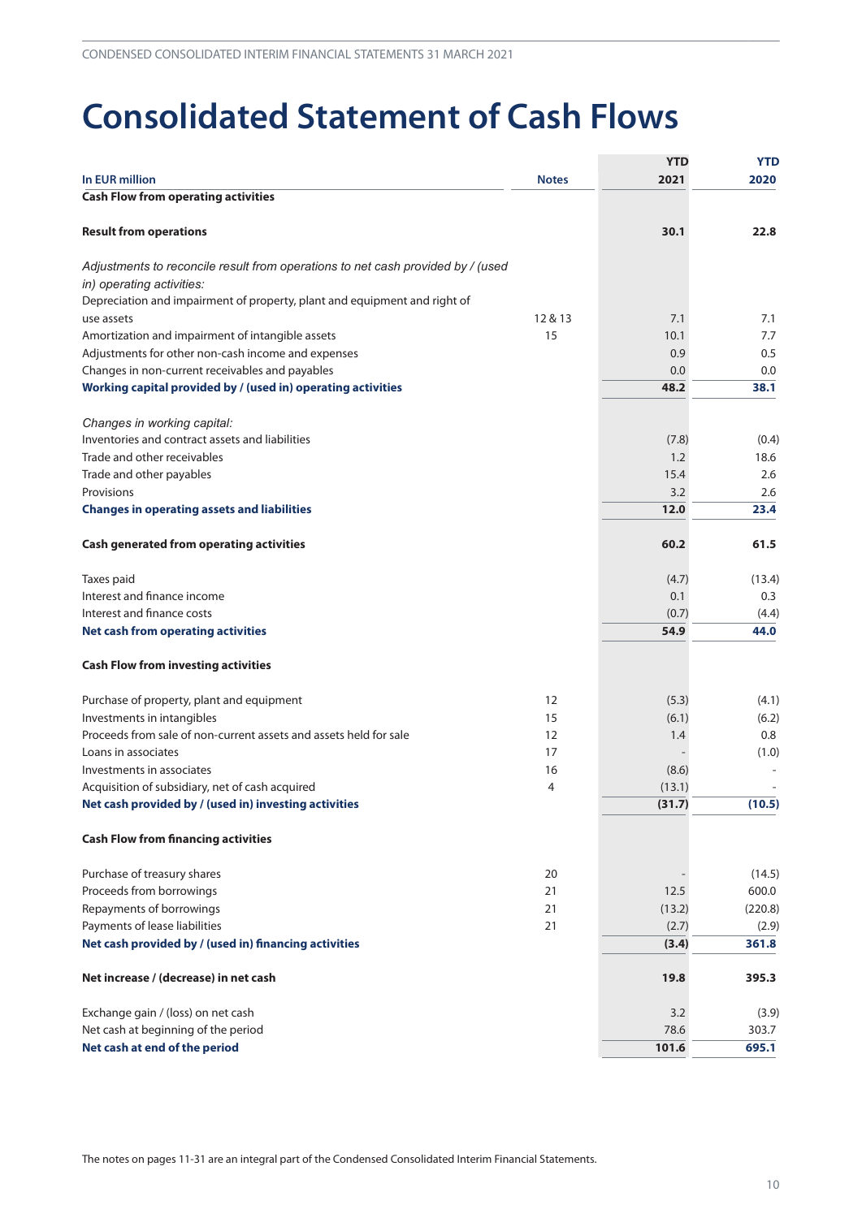# Consolidated Statement of Cash Flows

| In EUR million | Notes | YTD 2021 | YTD 2020 |
|---|---|---|---|
| **Cash Flow from operating activities** | | | |
| **Result from operations** | | **30.1** | **22.8** |
| *Adjustments to reconcile result from operations to net cash provided by / (used in) operating activities:* | | | |
| Depreciation and impairment of property, plant and equipment and right of use assets | 12 & 13 | 7.1 | 7.1 |
| Amortization and impairment of intangible assets | 15 | 10.1 | 7.7 |
| Adjustments for other non-cash income and expenses | | 0.9 | 0.5 |
| Changes in non-current receivables and payables | | 0.0 | 0.0 |
| **Working capital provided by / (used in) operating activities** | | **48.2** | **38.1** |
| *Changes in working capital:* | | | |
| Inventories and contract assets and liabilities | | (7.8) | (0.4) |
| Trade and other receivables | | 1.2 | 18.6 |
| Trade and other payables | | 15.4 | 2.6 |
| Provisions | | 3.2 | 2.6 |
| **Changes in operating assets and liabilities** | | **12.0** | **23.4** |
| **Cash generated from operating activities** | | **60.2** | **61.5** |
| Taxes paid | | (4.7) | (13.4) |
| Interest and finance income | | 0.1 | 0.3 |
| Interest and finance costs | | (0.7) | (4.4) |
| **Net cash from operating activities** | | **54.9** | **44.0** |
| **Cash Flow from investing activities** | | | |
| Purchase of property, plant and equipment | 12 | (5.3) | (4.1) |
| Investments in intangibles | 15 | (6.1) | (6.2) |
| Proceeds from sale of non-current assets and assets held for sale | 12 | 1.4 | 0.8 |
| Loans in associates | 17 | - | (1.0) |
| Investments in associates | 16 | (8.6) | - |
| Acquisition of subsidiary, net of cash acquired | 4 | (13.1) | - |
| **Net cash provided by / (used in) investing activities** | | **(31.7)** | **(10.5)** |
| **Cash Flow from financing activities** | | | |
| Purchase of treasury shares | 20 | - | (14.5) |
| Proceeds from borrowings | 21 | 12.5 | 600.0 |
| Repayments of borrowings | 21 | (13.2) | (220.8) |
| Payments of lease liabilities | 21 | (2.7) | (2.9) |
| **Net cash provided by / (used in) financing activities** | | **(3.4)** | **361.8** |
| **Net increase / (decrease) in net cash** | | **19.8** | **395.3** |
| Exchange gain / (loss) on net cash | | 3.2 | (3.9) |
| Net cash at beginning of the period | | 78.6 | 303.7 |
| **Net cash at end of the period** | | **101.6** | **695.1** |

The notes on pages 11-31 are an integral part of the Condensed Consolidated Interim Financial Statements.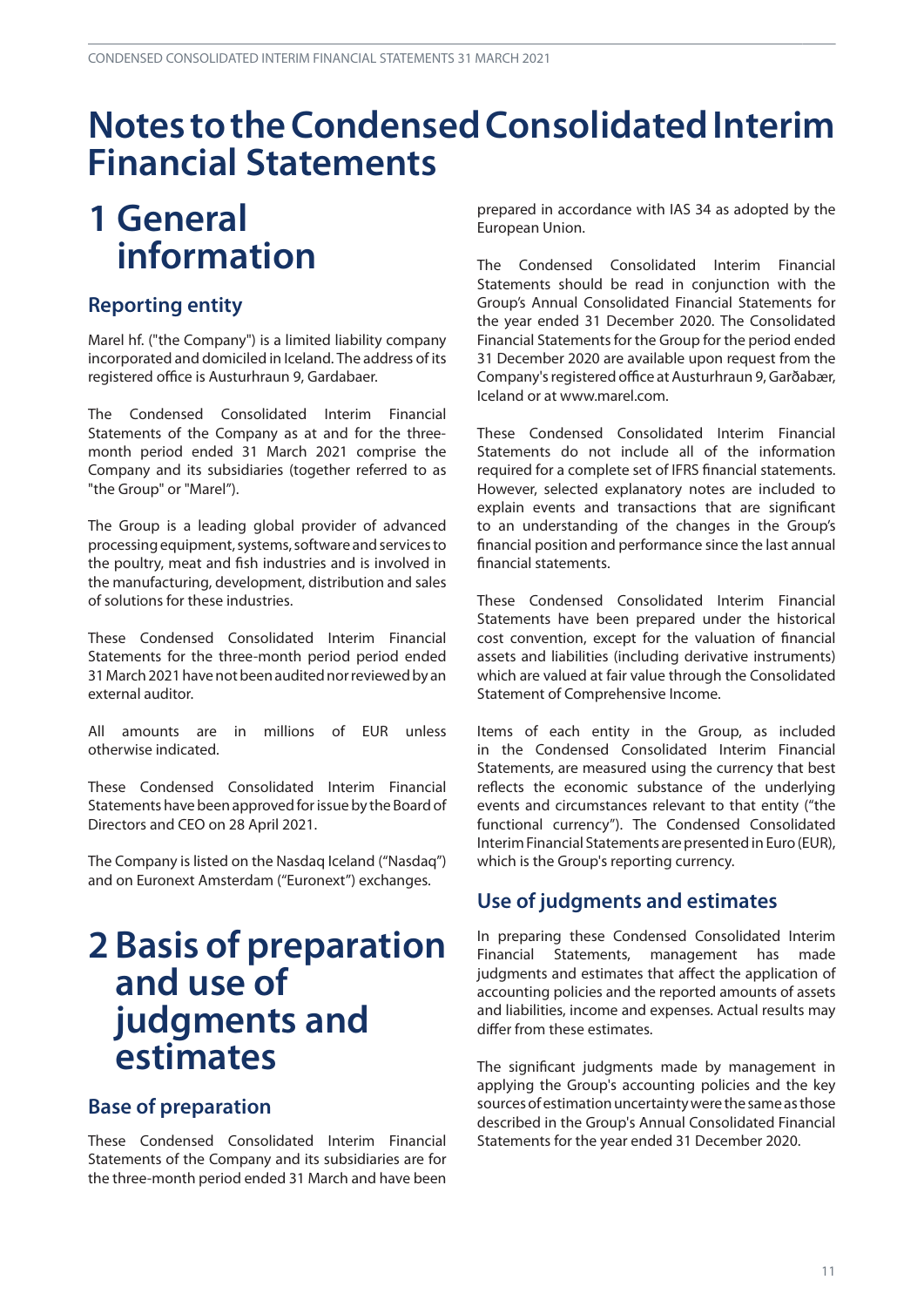# Notes to the Condensed Consolidated Interim Financial Statements

## 1 General information

### Reporting entity

Marel hf. ("the Company") is a limited liability company incorporated and domiciled in Iceland. The address of its registered office is Austurhraun 9, Gardabaer.

The Condensed Consolidated Interim Financial Statements of the Company as at and for the three-month period ended 31 March 2021 comprise the Company and its subsidiaries (together referred to as "the Group" or "Marel").

The Group is a leading global provider of advanced processing equipment, systems, software and services to the poultry, meat and fish industries and is involved in the manufacturing, development, distribution and sales of solutions for these industries.

These Condensed Consolidated Interim Financial Statements for the three-month period period ended 31 March 2021 have not been audited nor reviewed by an external auditor.

All amounts are in millions of EUR unless otherwise indicated.

These Condensed Consolidated Interim Financial Statements have been approved for issue by the Board of Directors and CEO on 28 April 2021.

The Company is listed on the Nasdaq Iceland ("Nasdaq") and on Euronext Amsterdam ("Euronext") exchanges.

## 2 Basis of preparation and use of judgments and estimates

### Base of preparation

These Condensed Consolidated Interim Financial Statements of the Company and its subsidiaries are for the three-month period ended 31 March and have been prepared in accordance with IAS 34 as adopted by the European Union.

The Condensed Consolidated Interim Financial Statements should be read in conjunction with the Group's Annual Consolidated Financial Statements for the year ended 31 December 2020. The Consolidated Financial Statements for the Group for the period ended 31 December 2020 are available upon request from the Company's registered office at Austurhraun 9, Garðabær, Iceland or at www.marel.com.

These Condensed Consolidated Interim Financial Statements do not include all of the information required for a complete set of IFRS financial statements. However, selected explanatory notes are included to explain events and transactions that are significant to an understanding of the changes in the Group's financial position and performance since the last annual financial statements.

These Condensed Consolidated Interim Financial Statements have been prepared under the historical cost convention, except for the valuation of financial assets and liabilities (including derivative instruments) which are valued at fair value through the Consolidated Statement of Comprehensive Income.

Items of each entity in the Group, as included in the Condensed Consolidated Interim Financial Statements, are measured using the currency that best reflects the economic substance of the underlying events and circumstances relevant to that entity ("the functional currency"). The Condensed Consolidated Interim Financial Statements are presented in Euro (EUR), which is the Group's reporting currency.

### Use of judgments and estimates

In preparing these Condensed Consolidated Interim Financial Statements, management has made judgments and estimates that affect the application of accounting policies and the reported amounts of assets and liabilities, income and expenses. Actual results may differ from these estimates.

The significant judgments made by management in applying the Group's accounting policies and the key sources of estimation uncertainty were the same as those described in the Group's Annual Consolidated Financial Statements for the year ended 31 December 2020.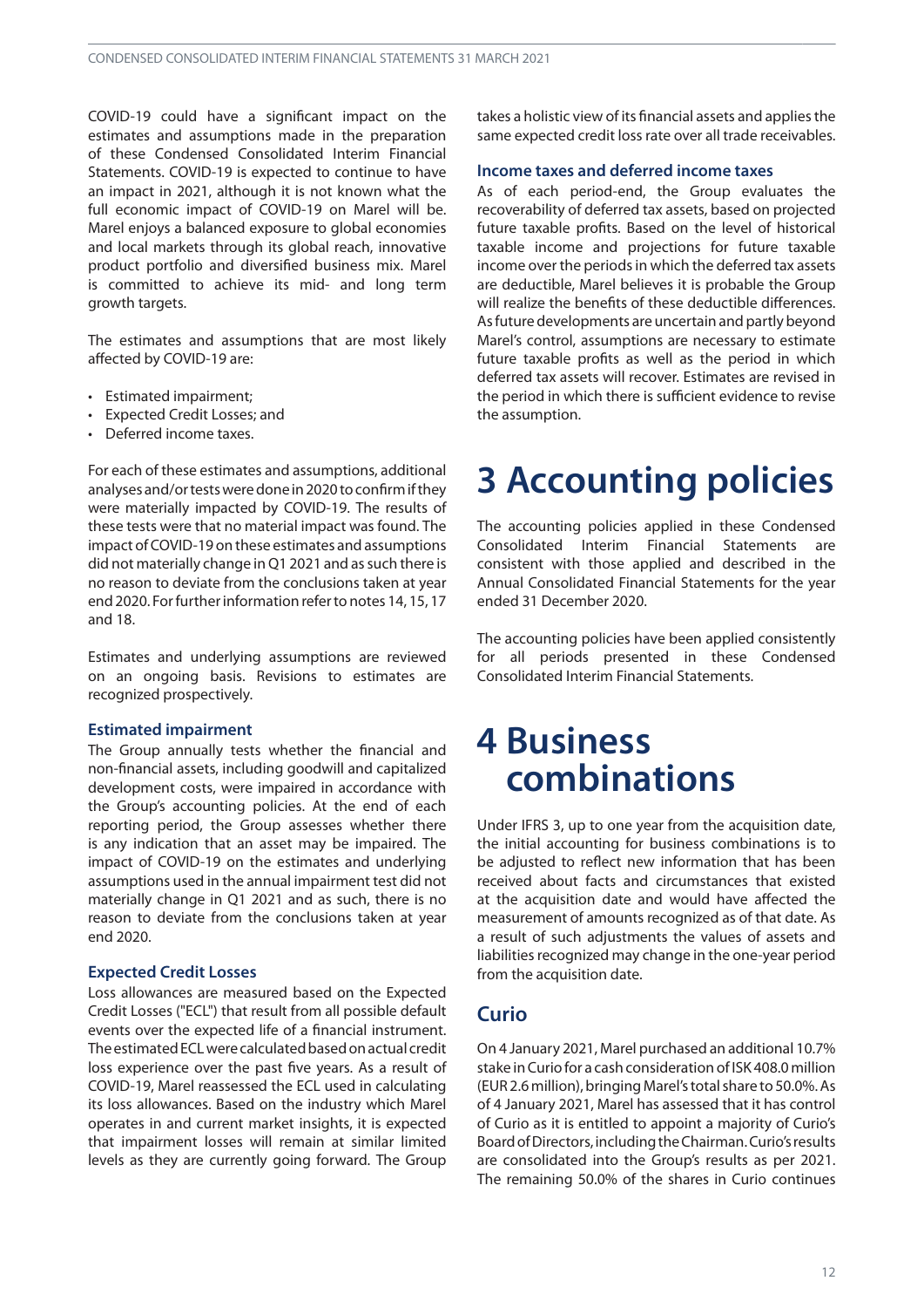COVID-19 could have a significant impact on the estimates and assumptions made in the preparation of these Condensed Consolidated Interim Financial Statements. COVID-19 is expected to continue to have an impact in 2021, although it is not known what the full economic impact of COVID-19 on Marel will be. Marel enjoys a balanced exposure to global economies and local markets through its global reach, innovative product portfolio and diversified business mix. Marel is committed to achieve its mid- and long term growth targets.

The estimates and assumptions that are most likely affected by COVID-19 are:

- Estimated impairment;
- Expected Credit Losses; and
- Deferred income taxes.

For each of these estimates and assumptions, additional analyses and/or tests were done in 2020 to confirm if they were materially impacted by COVID-19. The results of these tests were that no material impact was found. The impact of COVID-19 on these estimates and assumptions did not materially change in Q1 2021 and as such there is no reason to deviate from the conclusions taken at year end 2020. For further information refer to notes 14, 15, 17 and 18.

Estimates and underlying assumptions are reviewed on an ongoing basis. Revisions to estimates are recognized prospectively.

### Estimated impairment

The Group annually tests whether the financial and non-financial assets, including goodwill and capitalized development costs, were impaired in accordance with the Group's accounting policies. At the end of each reporting period, the Group assesses whether there is any indication that an asset may be impaired. The impact of COVID-19 on the estimates and underlying assumptions used in the annual impairment test did not materially change in Q1 2021 and as such, there is no reason to deviate from the conclusions taken at year end 2020.

### Expected Credit Losses

Loss allowances are measured based on the Expected Credit Losses ("ECL") that result from all possible default events over the expected life of a financial instrument. The estimated ECL were calculated based on actual credit loss experience over the past five years. As a result of COVID-19, Marel reassessed the ECL used in calculating its loss allowances. Based on the industry which Marel operates in and current market insights, it is expected that impairment losses will remain at similar limited levels as they are currently going forward. The Group takes a holistic view of its financial assets and applies the same expected credit loss rate over all trade receivables.

### Income taxes and deferred income taxes

As of each period-end, the Group evaluates the recoverability of deferred tax assets, based on projected future taxable profits. Based on the level of historical taxable income and projections for future taxable income over the periods in which the deferred tax assets are deductible, Marel believes it is probable the Group will realize the benefits of these deductible differences. As future developments are uncertain and partly beyond Marel's control, assumptions are necessary to estimate future taxable profits as well as the period in which deferred tax assets will recover. Estimates are revised in the period in which there is sufficient evidence to revise the assumption.

# 3 Accounting policies

The accounting policies applied in these Condensed Consolidated Interim Financial Statements are consistent with those applied and described in the Annual Consolidated Financial Statements for the year ended 31 December 2020.

The accounting policies have been applied consistently for all periods presented in these Condensed Consolidated Interim Financial Statements.

# 4 Business combinations

Under IFRS 3, up to one year from the acquisition date, the initial accounting for business combinations is to be adjusted to reflect new information that has been received about facts and circumstances that existed at the acquisition date and would have affected the measurement of amounts recognized as of that date. As a result of such adjustments the values of assets and liabilities recognized may change in the one-year period from the acquisition date.

## Curio

On 4 January 2021, Marel purchased an additional 10.7% stake in Curio for a cash consideration of ISK 408.0 million (EUR 2.6 million), bringing Marel's total share to 50.0%. As of 4 January 2021, Marel has assessed that it has control of Curio as it is entitled to appoint a majority of Curio's Board of Directors, including the Chairman. Curio's results are consolidated into the Group's results as per 2021. The remaining 50.0% of the shares in Curio continues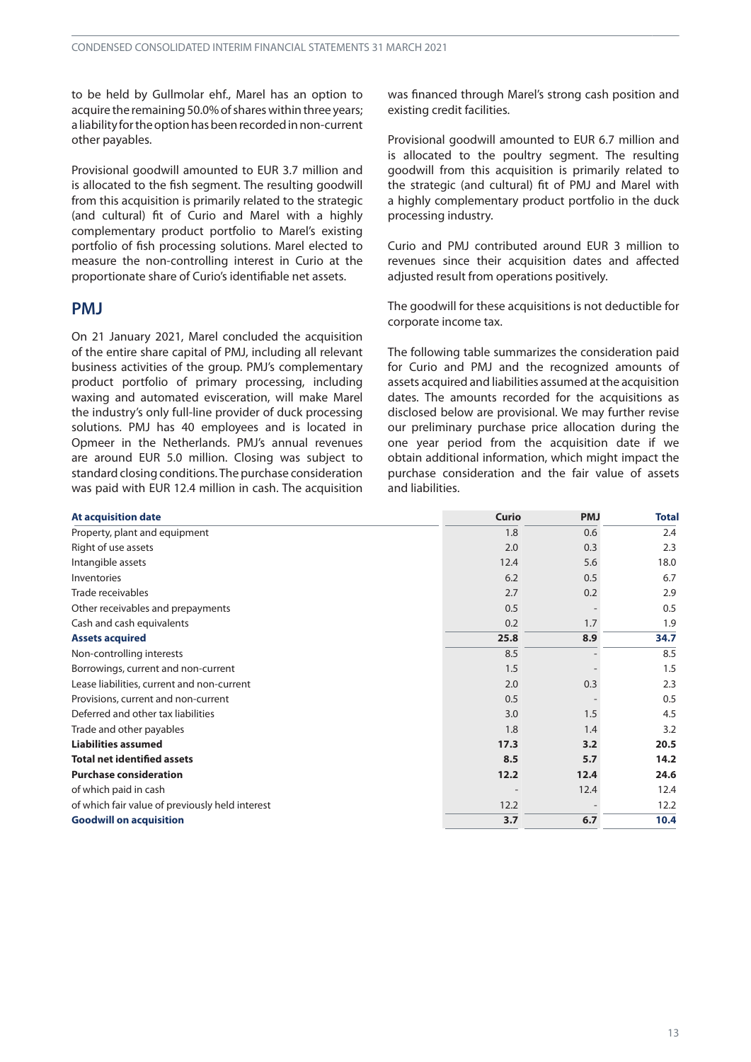to be held by Gullmolar ehf., Marel has an option to acquire the remaining 50.0% of shares within three years; a liability for the option has been recorded in non-current other payables.

Provisional goodwill amounted to EUR 3.7 million and is allocated to the fish segment. The resulting goodwill from this acquisition is primarily related to the strategic (and cultural) fit of Curio and Marel with a highly complementary product portfolio to Marel's existing portfolio of fish processing solutions. Marel elected to measure the non-controlling interest in Curio at the proportionate share of Curio's identifiable net assets.

## PMJ

On 21 January 2021, Marel concluded the acquisition of the entire share capital of PMJ, including all relevant business activities of the group. PMJ's complementary product portfolio of primary processing, including waxing and automated evisceration, will make Marel the industry's only full-line provider of duck processing solutions. PMJ has 40 employees and is located in Opmeer in the Netherlands. PMJ's annual revenues are around EUR 5.0 million. Closing was subject to standard closing conditions. The purchase consideration was paid with EUR 12.4 million in cash. The acquisition was financed through Marel's strong cash position and existing credit facilities.

Provisional goodwill amounted to EUR 6.7 million and is allocated to the poultry segment. The resulting goodwill from this acquisition is primarily related to the strategic (and cultural) fit of PMJ and Marel with a highly complementary product portfolio in the duck processing industry.

Curio and PMJ contributed around EUR 3 million to revenues since their acquisition dates and affected adjusted result from operations positively.

The goodwill for these acquisitions is not deductible for corporate income tax.

The following table summarizes the consideration paid for Curio and PMJ and the recognized amounts of assets acquired and liabilities assumed at the acquisition dates. The amounts recorded for the acquisitions as disclosed below are provisional. We may further revise our preliminary purchase price allocation during the one year period from the acquisition date if we obtain additional information, which might impact the purchase consideration and the fair value of assets and liabilities.

| At acquisition date | Curio | PMJ | Total |
|---|---|---|---|
| Property, plant and equipment | 1.8 | 0.6 | 2.4 |
| Right of use assets | 2.0 | 0.3 | 2.3 |
| Intangible assets | 12.4 | 5.6 | 18.0 |
| Inventories | 6.2 | 0.5 | 6.7 |
| Trade receivables | 2.7 | 0.2 | 2.9 |
| Other receivables and prepayments | 0.5 | - | 0.5 |
| Cash and cash equivalents | 0.2 | 1.7 | 1.9 |
| **Assets acquired** | **25.8** | **8.9** | **34.7** |
| Non-controlling interests | 8.5 | - | 8.5 |
| Borrowings, current and non-current | 1.5 | - | 1.5 |
| Lease liabilities, current and non-current | 2.0 | 0.3 | 2.3 |
| Provisions, current and non-current | 0.5 | - | 0.5 |
| Deferred and other tax liabilities | 3.0 | 1.5 | 4.5 |
| Trade and other payables | 1.8 | 1.4 | 3.2 |
| **Liabilities assumed** | **17.3** | **3.2** | **20.5** |
| **Total net identified assets** | **8.5** | **5.7** | **14.2** |
| **Purchase consideration** | **12.2** | **12.4** | **24.6** |
| of which paid in cash | - | 12.4 | 12.4 |
| of which fair value of previously held interest | 12.2 | - | 12.2 |
| **Goodwill on acquisition** | **3.7** | **6.7** | **10.4** |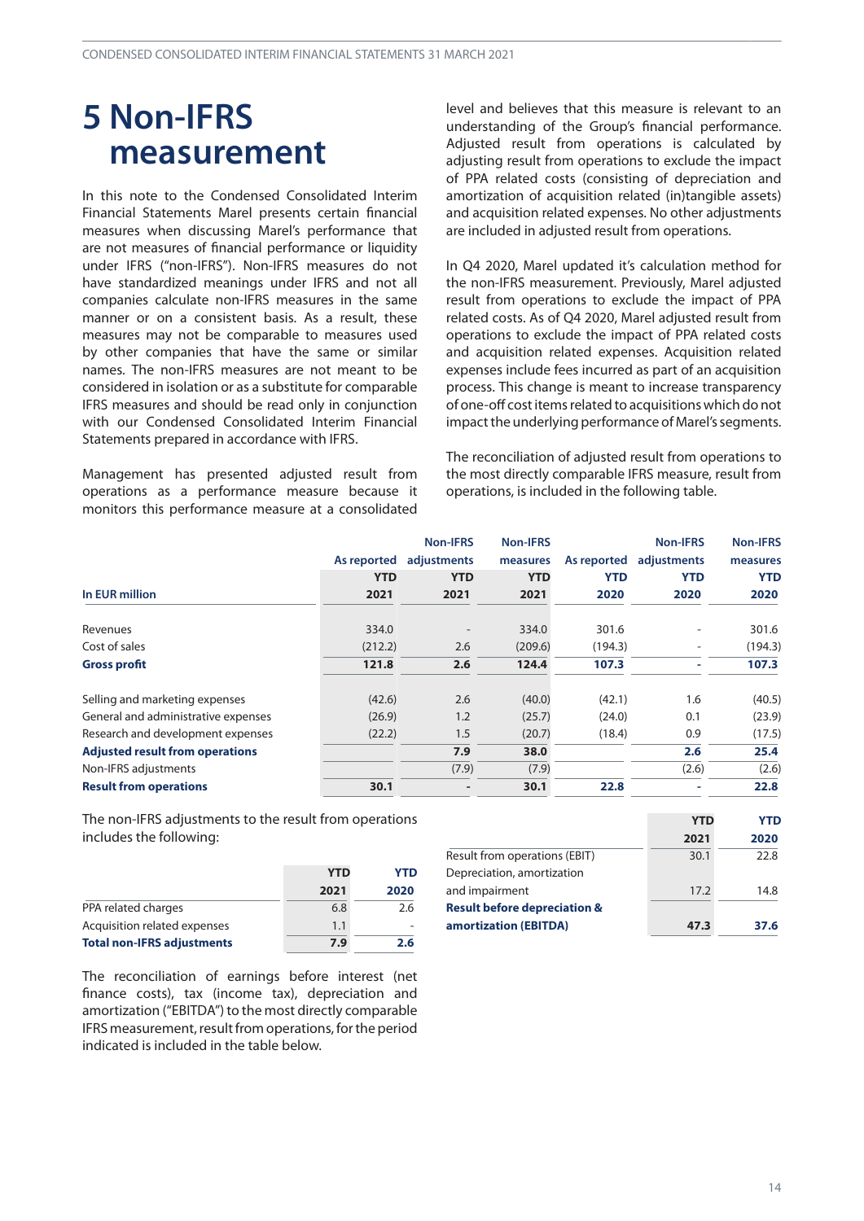# 5 Non-IFRS measurement

In this note to the Condensed Consolidated Interim Financial Statements Marel presents certain financial measures when discussing Marel's performance that are not measures of financial performance or liquidity under IFRS ("non-IFRS"). Non-IFRS measures do not have standardized meanings under IFRS and not all companies calculate non-IFRS measures in the same manner or on a consistent basis. As a result, these measures may not be comparable to measures used by other companies that have the same or similar names. The non-IFRS measures are not meant to be considered in isolation or as a substitute for comparable IFRS measures and should be read only in conjunction with our Condensed Consolidated Interim Financial Statements prepared in accordance with IFRS.

Management has presented adjusted result from operations as a performance measure because it monitors this performance measure at a consolidated level and believes that this measure is relevant to an understanding of the Group's financial performance. Adjusted result from operations is calculated by adjusting result from operations to exclude the impact of PPA related costs (consisting of depreciation and amortization of acquisition related (in)tangible assets) and acquisition related expenses. No other adjustments are included in adjusted result from operations.

In Q4 2020, Marel updated it's calculation method for the non-IFRS measurement. Previously, Marel adjusted result from operations to exclude the impact of PPA related costs. As of Q4 2020, Marel adjusted result from operations to exclude the impact of PPA related costs and acquisition related expenses. Acquisition related expenses include fees incurred as part of an acquisition process. This change is meant to increase transparency of one-off cost items related to acquisitions which do not impact the underlying performance of Marel's segments.

The reconciliation of adjusted result from operations to the most directly comparable IFRS measure, result from operations, is included in the following table.

| In EUR million | As reported YTD 2021 | Non-IFRS adjustments YTD 2021 | Non-IFRS measures YTD 2021 | As reported YTD 2020 | Non-IFRS adjustments YTD 2020 | Non-IFRS measures YTD 2020 |
|---|---|---|---|---|---|---|
| Revenues | 334.0 | - | 334.0 | 301.6 | - | 301.6 |
| Cost of sales | (212.2) | 2.6 | (209.6) | (194.3) | - | (194.3) |
| **Gross profit** | **121.8** | **2.6** | **124.4** | **107.3** | **-** | **107.3** |
| Selling and marketing expenses | (42.6) | 2.6 | (40.0) | (42.1) | 1.6 | (40.5) |
| General and administrative expenses | (26.9) | 1.2 | (25.7) | (24.0) | 0.1 | (23.9) |
| Research and development expenses | (22.2) | 1.5 | (20.7) | (18.4) | 0.9 | (17.5) |
| **Adjusted result from operations** | | **7.9** | **38.0** | | **2.6** | **25.4** |
| Non-IFRS adjustments | | (7.9) | (7.9) | | (2.6) | (2.6) |
| **Result from operations** | **30.1** | **-** | **30.1** | **22.8** | **-** | **22.8** |

The non-IFRS adjustments to the result from operations includes the following:

| | YTD 2021 | YTD 2020 |
|---|---|---|
| PPA related charges | 6.8 | 2.6 |
| Acquisition related expenses | 1.1 | - |
| **Total non-IFRS adjustments** | **7.9** | **2.6** |

The reconciliation of earnings before interest (net finance costs), tax (income tax), depreciation and amortization ("EBITDA") to the most directly comparable IFRS measurement, result from operations, for the period indicated is included in the table below.

| | YTD 2021 | YTD 2020 |
|---|---|---|
| Result from operations (EBIT) | 30.1 | 22.8 |
| Depreciation, amortization and impairment | 17.2 | 14.8 |
| **Result before depreciation & amortization (EBITDA)** | **47.3** | **37.6** |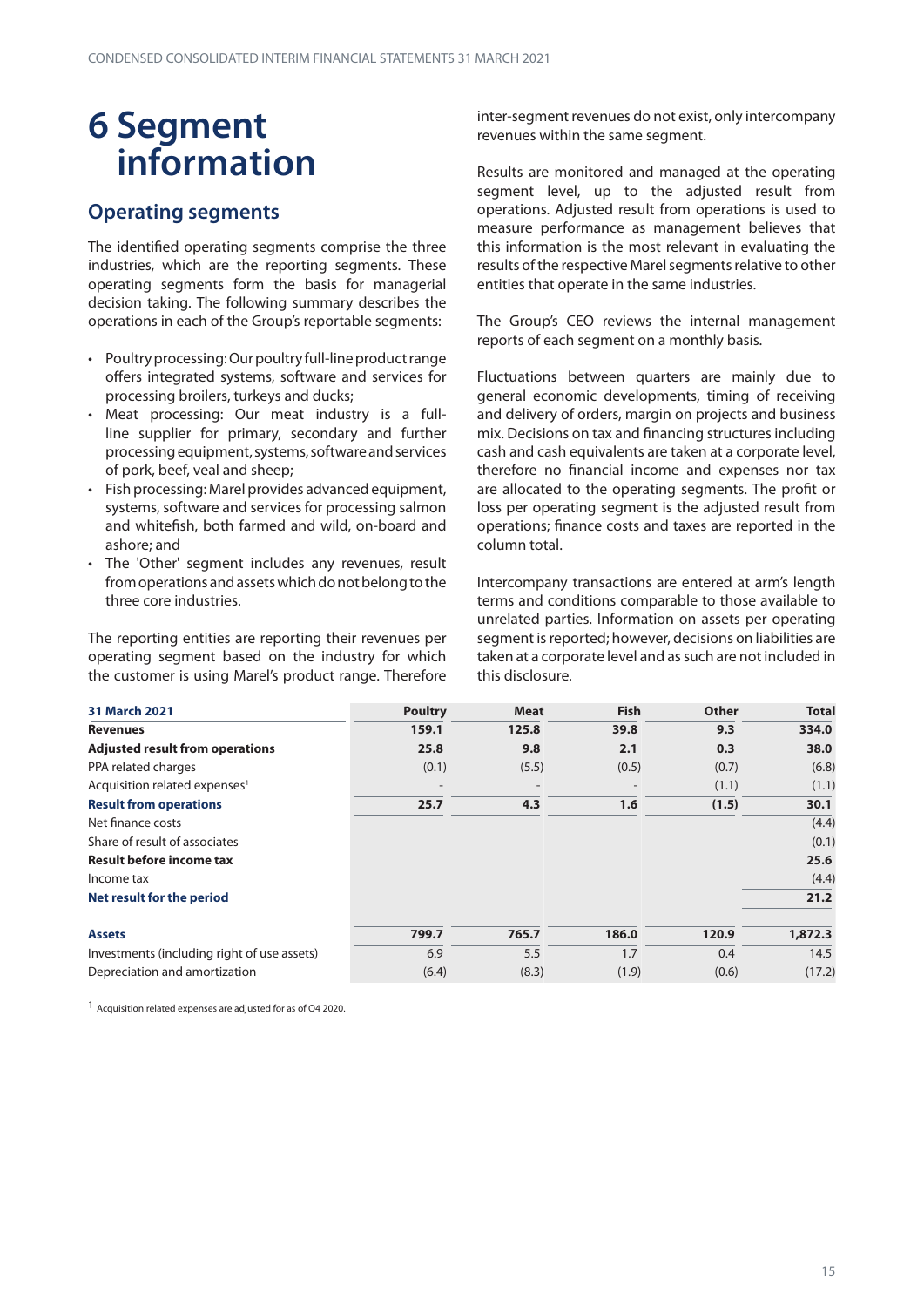# 6 Segment information

## Operating segments

The identified operating segments comprise the three industries, which are the reporting segments. These operating segments form the basis for managerial decision taking. The following summary describes the operations in each of the Group's reportable segments:

- Poultry processing: Our poultry full-line product range offers integrated systems, software and services for processing broilers, turkeys and ducks;
- Meat processing: Our meat industry is a full-line supplier for primary, secondary and further processing equipment, systems, software and services of pork, beef, veal and sheep;
- Fish processing: Marel provides advanced equipment, systems, software and services for processing salmon and whitefish, both farmed and wild, on-board and ashore; and
- The 'Other' segment includes any revenues, result from operations and assets which do not belong to the three core industries.

The reporting entities are reporting their revenues per operating segment based on the industry for which the customer is using Marel's product range. Therefore inter-segment revenues do not exist, only intercompany revenues within the same segment.

Results are monitored and managed at the operating segment level, up to the adjusted result from operations. Adjusted result from operations is used to measure performance as management believes that this information is the most relevant in evaluating the results of the respective Marel segments relative to other entities that operate in the same industries.

The Group's CEO reviews the internal management reports of each segment on a monthly basis.

Fluctuations between quarters are mainly due to general economic developments, timing of receiving and delivery of orders, margin on projects and business mix. Decisions on tax and financing structures including cash and cash equivalents are taken at a corporate level, therefore no financial income and expenses nor tax are allocated to the operating segments. The profit or loss per operating segment is the adjusted result from operations; finance costs and taxes are reported in the column total.

Intercompany transactions are entered at arm's length terms and conditions comparable to those available to unrelated parties. Information on assets per operating segment is reported; however, decisions on liabilities are taken at a corporate level and as such are not included in this disclosure.

| 31 March 2021 | Poultry | Meat | Fish | Other | Total |
|---|---|---|---|---|---|
| **Revenues** | **159.1** | **125.8** | **39.8** | **9.3** | **334.0** |
| **Adjusted result from operations** | **25.8** | **9.8** | **2.1** | **0.3** | **38.0** |
| PPA related charges | (0.1) | (5.5) | (0.5) | (0.7) | (6.8) |
| Acquisition related expenses[1] | - | - | - | (1.1) | (1.1) |
| **Result from operations** | **25.7** | **4.3** | **1.6** | **(1.5)** | **30.1** |
| Net finance costs | | | | | (4.4) |
| Share of result of associates | | | | | (0.1) |
| **Result before income tax** | | | | | **25.6** |
| Income tax | | | | | (4.4) |
| **Net result for the period** | | | | | **21.2** |
| | | | | | |
| **Assets** | **799.7** | **765.7** | **186.0** | **120.9** | **1,872.3** |
| Investments (including right of use assets) | 6.9 | 5.5 | 1.7 | 0.4 | 14.5 |
| Depreciation and amortization | (6.4) | (8.3) | (1.9) | (0.6) | (17.2) |

[1] Acquisition related expenses are adjusted for as of Q4 2020.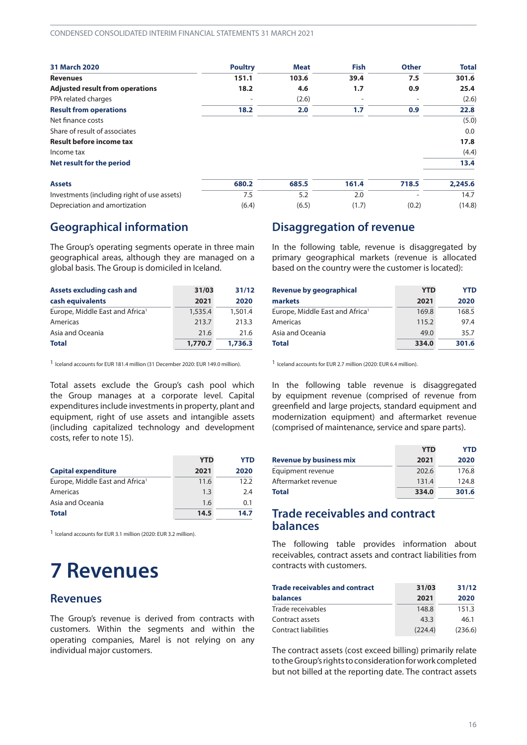| 31 March 2020 | Poultry | Meat | Fish | Other | Total |
|---|---|---|---|---|---|
| **Revenues** | **151.1** | **103.6** | **39.4** | **7.5** | **301.6** |
| **Adjusted result from operations** | **18.2** | **4.6** | **1.7** | **0.9** | **25.4** |
| PPA related charges | - | (2.6) | - | - | (2.6) |
| **Result from operations** | **18.2** | **2.0** | **1.7** | **0.9** | **22.8** |
| Net finance costs | | | | | (5.0) |
| Share of result of associates | | | | | 0.0 |
| **Result before income tax** | | | | | **17.8** |
| Income tax | | | | | (4.4) |
| **Net result for the period** | | | | | **13.4** |
| | | | | | |
| **Assets** | **680.2** | **685.5** | **161.4** | **718.5** | **2,245.6** |
| Investments (including right of use assets) | 7.5 | 5.2 | 2.0 | - | 14.7 |
| Depreciation and amortization | (6.4) | (6.5) | (1.7) | (0.2) | (14.8) |

## Geographical information

The Group's operating segments operate in three main geographical areas, although they are managed on a global basis. The Group is domiciled in Iceland.

| Assets excluding cash and cash equivalents | 31/03 2021 | 31/12 2020 |
|---|---|---|
| Europe, Middle East and Africa[1] | 1,535.4 | 1,501.4 |
| Americas | 213.7 | 213.3 |
| Asia and Oceania | 21.6 | 21.6 |
| **Total** | **1,770.7** | **1,736.3** |

[1] Iceland accounts for EUR 181.4 million (31 December 2020: EUR 149.0 million).

Total assets exclude the Group's cash pool which the Group manages at a corporate level. Capital expenditures include investments in property, plant and equipment, right of use assets and intangible assets (including capitalized technology and development costs, refer to note 15).

| Capital expenditure | YTD 2021 | YTD 2020 |
|---|---|---|
| Europe, Middle East and Africa[1] | 11.6 | 12.2 |
| Americas | 1.3 | 2.4 |
| Asia and Oceania | 1.6 | 0.1 |
| **Total** | **14.5** | **14.7** |

[1] Iceland accounts for EUR 3.1 million (2020: EUR 3.2 million).

# 7 Revenues

## Revenues

The Group's revenue is derived from contracts with customers. Within the segments and within the operating companies, Marel is not relying on any individual major customers.

## Disaggregation of revenue

In the following table, revenue is disaggregated by primary geographical markets (revenue is allocated based on the country were the customer is located):

| Revenue by geographical markets | YTD 2021 | YTD 2020 |
|---|---|---|
| Europe, Middle East and Africa[1] | 169.8 | 168.5 |
| Americas | 115.2 | 97.4 |
| Asia and Oceania | 49.0 | 35.7 |
| **Total** | **334.0** | **301.6** |

[1] Iceland accounts for EUR 2.7 million (2020: EUR 6.4 million).

In the following table revenue is disaggregated by equipment revenue (comprised of revenue from greenfield and large projects, standard equipment and modernization equipment) and aftermarket revenue (comprised of maintenance, service and spare parts).

| Revenue by business mix | YTD 2021 | YTD 2020 |
|---|---|---|
| Equipment revenue | 202.6 | 176.8 |
| Aftermarket revenue | 131.4 | 124.8 |
| **Total** | **334.0** | **301.6** |

## Trade receivables and contract balances

The following table provides information about receivables, contract assets and contract liabilities from contracts with customers.

| Trade receivables and contract balances | 31/03 2021 | 31/12 2020 |
|---|---|---|
| Trade receivables | 148.8 | 151.3 |
| Contract assets | 43.3 | 46.1 |
| Contract liabilities | (224.4) | (236.6) |

The contract assets (cost exceed billing) primarily relate to the Group's rights to consideration for work completed but not billed at the reporting date. The contract assets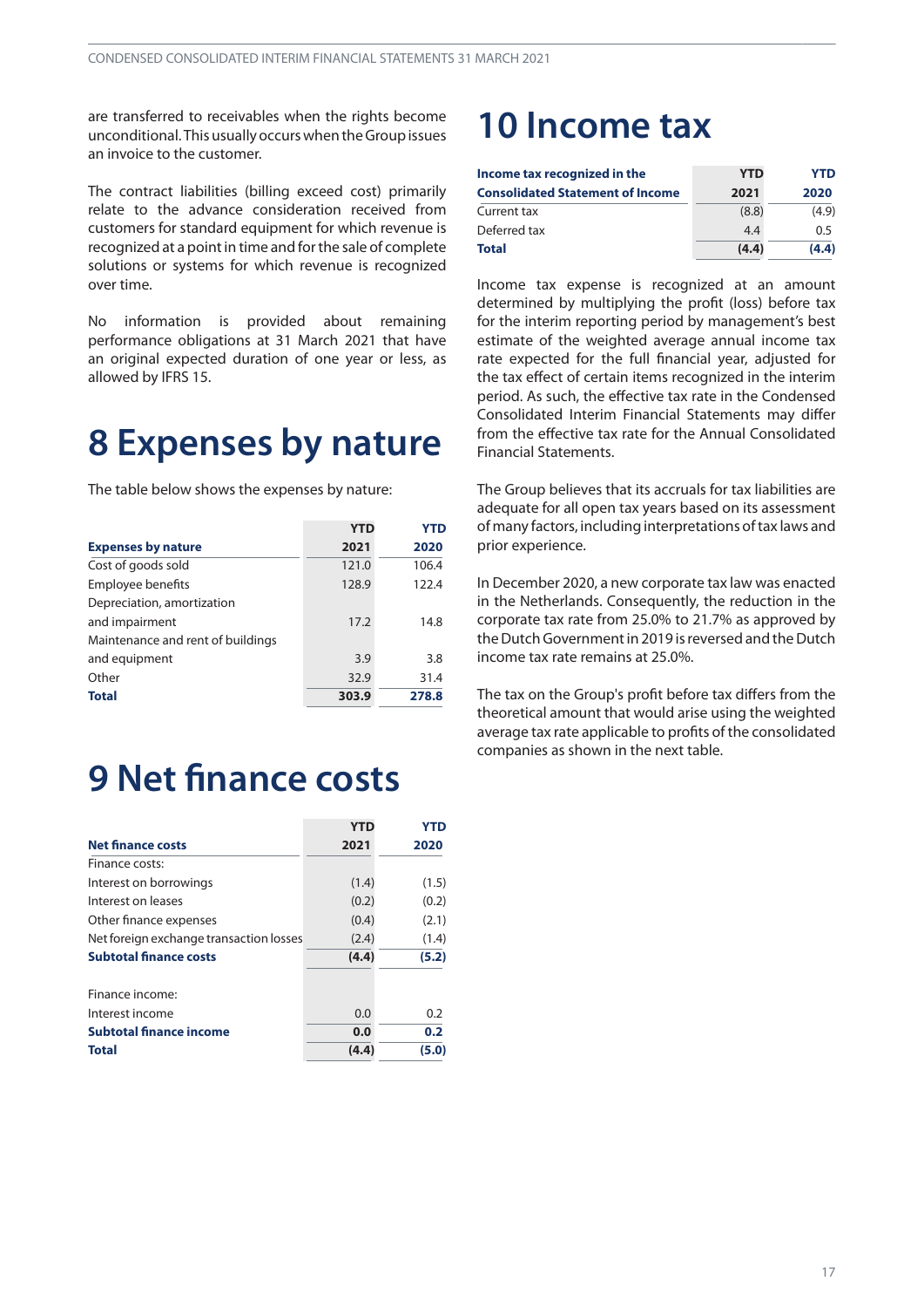are transferred to receivables when the rights become unconditional. This usually occurs when the Group issues an invoice to the customer.

The contract liabilities (billing exceed cost) primarily relate to the advance consideration received from customers for standard equipment for which revenue is recognized at a point in time and for the sale of complete solutions or systems for which revenue is recognized over time.

No information is provided about remaining performance obligations at 31 March 2021 that have an original expected duration of one year or less, as allowed by IFRS 15.

# 8 Expenses by nature

The table below shows the expenses by nature:

| Expenses by nature | YTD 2021 | YTD 2020 |
|---|---|---|
| Cost of goods sold | 121.0 | 106.4 |
| Employee benefits | 128.9 | 122.4 |
| Depreciation, amortization and impairment | 17.2 | 14.8 |
| Maintenance and rent of buildings and equipment | 3.9 | 3.8 |
| Other | 32.9 | 31.4 |
| **Total** | **303.9** | **278.8** |

# 9 Net finance costs

| Net finance costs | YTD 2021 | YTD 2020 |
|---|---|---|
| Finance costs: | | |
| Interest on borrowings | (1.4) | (1.5) |
| Interest on leases | (0.2) | (0.2) |
| Other finance expenses | (0.4) | (2.1) |
| Net foreign exchange transaction losses | (2.4) | (1.4) |
| **Subtotal finance costs** | **(4.4)** | **(5.2)** |
| | | |
| Finance income: | | |
| Interest income | 0.0 | 0.2 |
| **Subtotal finance income** | **0.0** | **0.2** |
| **Total** | **(4.4)** | **(5.0)** |

# 10 Income tax

| Income tax recognized in the Consolidated Statement of Income | YTD 2021 | YTD 2020 |
|---|---|---|
| Current tax | (8.8) | (4.9) |
| Deferred tax | 4.4 | 0.5 |
| **Total** | **(4.4)** | **(4.4)** |

Income tax expense is recognized at an amount determined by multiplying the profit (loss) before tax for the interim reporting period by management's best estimate of the weighted average annual income tax rate expected for the full financial year, adjusted for the tax effect of certain items recognized in the interim period. As such, the effective tax rate in the Condensed Consolidated Interim Financial Statements may differ from the effective tax rate for the Annual Consolidated Financial Statements.

The Group believes that its accruals for tax liabilities are adequate for all open tax years based on its assessment of many factors, including interpretations of tax laws and prior experience.

In December 2020, a new corporate tax law was enacted in the Netherlands. Consequently, the reduction in the corporate tax rate from 25.0% to 21.7% as approved by the Dutch Government in 2019 is reversed and the Dutch income tax rate remains at 25.0%.

The tax on the Group's profit before tax differs from the theoretical amount that would arise using the weighted average tax rate applicable to profits of the consolidated companies as shown in the next table.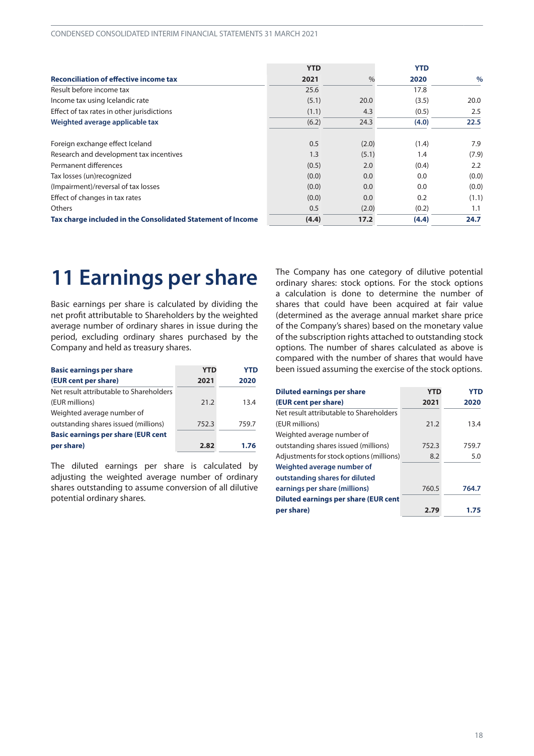| Reconciliation of effective income tax | YTD 2021 | % | YTD 2020 | % |
|---|---|---|---|---|
| Result before income tax | 25.6 | | 17.8 | |
| Income tax using Icelandic rate | (5.1) | 20.0 | (3.5) | 20.0 |
| Effect of tax rates in other jurisdictions | (1.1) | 4.3 | (0.5) | 2.5 |
| **Weighted average applicable tax** | (6.2) | 24.3 | **(4.0)** | **22.5** |
| | | | | |
| Foreign exchange effect Iceland | 0.5 | (2.0) | (1.4) | 7.9 |
| Research and development tax incentives | 1.3 | (5.1) | 1.4 | (7.9) |
| Permanent differences | (0.5) | 2.0 | (0.4) | 2.2 |
| Tax losses (un)recognized | (0.0) | 0.0 | 0.0 | (0.0) |
| (Impairment)/reversal of tax losses | (0.0) | 0.0 | 0.0 | (0.0) |
| Effect of changes in tax rates | (0.0) | 0.0 | 0.2 | (1.1) |
| Others | 0.5 | (2.0) | (0.2) | 1.1 |
| **Tax charge included in the Consolidated Statement of Income** | **(4.4)** | **17.2** | **(4.4)** | **24.7** |

# 11 Earnings per share

Basic earnings per share is calculated by dividing the net profit attributable to Shareholders by the weighted average number of ordinary shares in issue during the period, excluding ordinary shares purchased by the Company and held as treasury shares.

| Basic earnings per share (EUR cent per share) | YTD 2021 | YTD 2020 |
|---|---|---|
| Net result attributable to Shareholders (EUR millions) | 21.2 | 13.4 |
| Weighted average number of outstanding shares issued (millions) | 752.3 | 759.7 |
| **Basic earnings per share (EUR cent per share)** | **2.82** | **1.76** |

The diluted earnings per share is calculated by adjusting the weighted average number of ordinary shares outstanding to assume conversion of all dilutive potential ordinary shares.

The Company has one category of dilutive potential ordinary shares: stock options. For the stock options a calculation is done to determine the number of shares that could have been acquired at fair value (determined as the average annual market share price of the Company's shares) based on the monetary value of the subscription rights attached to outstanding stock options. The number of shares calculated as above is compared with the number of shares that would have been issued assuming the exercise of the stock options.

| Diluted earnings per share (EUR cent per share) | YTD 2021 | YTD 2020 |
|---|---|---|
| Net result attributable to Shareholders (EUR millions) | 21.2 | 13.4 |
| Weighted average number of outstanding shares issued (millions) | 752.3 | 759.7 |
| Adjustments for stock options (millions) | 8.2 | 5.0 |
| **Weighted average number of outstanding shares for diluted earnings per share (millions)** | 760.5 | **764.7** |
| **Diluted earnings per share (EUR cent per share)** | **2.79** | **1.75** |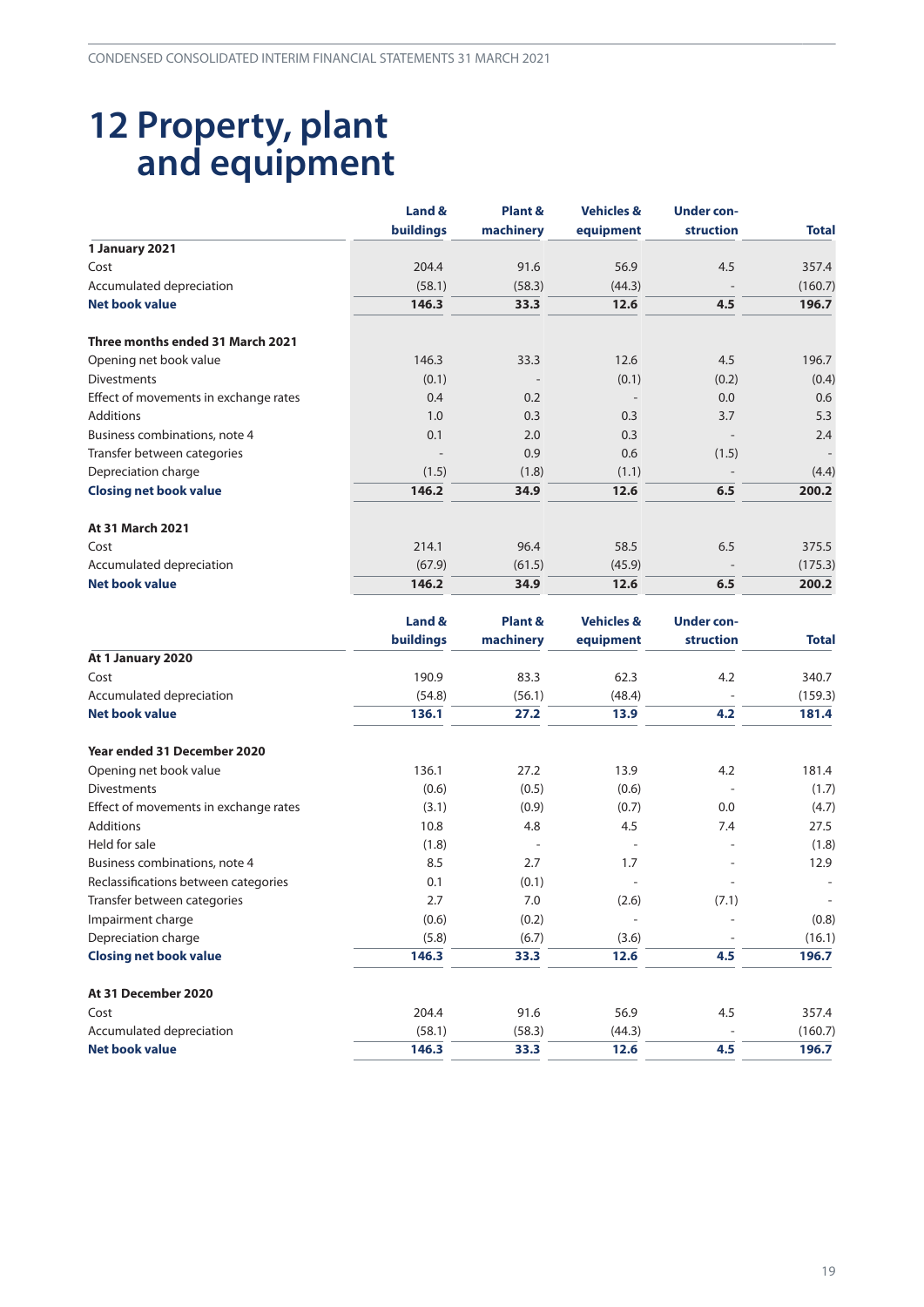# 12 Property, plant and equipment

| | Land & buildings | Plant & machinery | Vehicles & equipment | Under con-struction | Total |
|---|---|---|---|---|---|
| **1 January 2021** | | | | | |
| Cost | 204.4 | 91.6 | 56.9 | 4.5 | 357.4 |
| Accumulated depreciation | (58.1) | (58.3) | (44.3) | - | (160.7) |
| **Net book value** | **146.3** | **33.3** | **12.6** | **4.5** | **196.7** |
| | | | | | |
| **Three months ended 31 March 2021** | | | | | |
| Opening net book value | 146.3 | 33.3 | 12.6 | 4.5 | 196.7 |
| Divestments | (0.1) | - | (0.1) | (0.2) | (0.4) |
| Effect of movements in exchange rates | 0.4 | 0.2 | - | 0.0 | 0.6 |
| Additions | 1.0 | 0.3 | 0.3 | 3.7 | 5.3 |
| Business combinations, note 4 | 0.1 | 2.0 | 0.3 | - | 2.4 |
| Transfer between categories | - | 0.9 | 0.6 | (1.5) | - |
| Depreciation charge | (1.5) | (1.8) | (1.1) | - | (4.4) |
| **Closing net book value** | **146.2** | **34.9** | **12.6** | **6.5** | **200.2** |
| | | | | | |
| **At 31 March 2021** | | | | | |
| Cost | 214.1 | 96.4 | 58.5 | 6.5 | 375.5 |
| Accumulated depreciation | (67.9) | (61.5) | (45.9) | - | (175.3) |
| **Net book value** | **146.2** | **34.9** | **12.6** | **6.5** | **200.2** |

| | Land & buildings | Plant & machinery | Vehicles & equipment | Under con-struction | Total |
|---|---|---|---|---|---|
| **At 1 January 2020** | | | | | |
| Cost | 190.9 | 83.3 | 62.3 | 4.2 | 340.7 |
| Accumulated depreciation | (54.8) | (56.1) | (48.4) | - | (159.3) |
| **Net book value** | **136.1** | **27.2** | **13.9** | **4.2** | **181.4** |
| | | | | | |
| **Year ended 31 December 2020** | | | | | |
| Opening net book value | 136.1 | 27.2 | 13.9 | 4.2 | 181.4 |
| Divestments | (0.6) | (0.5) | (0.6) | - | (1.7) |
| Effect of movements in exchange rates | (3.1) | (0.9) | (0.7) | 0.0 | (4.7) |
| Additions | 10.8 | 4.8 | 4.5 | 7.4 | 27.5 |
| Held for sale | (1.8) | - | - | - | (1.8) |
| Business combinations, note 4 | 8.5 | 2.7 | 1.7 | - | 12.9 |
| Reclassifications between categories | 0.1 | (0.1) | - | - | - |
| Transfer between categories | 2.7 | 7.0 | (2.6) | (7.1) | - |
| Impairment charge | (0.6) | (0.2) | - | - | (0.8) |
| Depreciation charge | (5.8) | (6.7) | (3.6) | - | (16.1) |
| **Closing net book value** | **146.3** | **33.3** | **12.6** | **4.5** | **196.7** |
| | | | | | |
| **At 31 December 2020** | | | | | |
| Cost | 204.4 | 91.6 | 56.9 | 4.5 | 357.4 |
| Accumulated depreciation | (58.1) | (58.3) | (44.3) | - | (160.7) |
| **Net book value** | **146.3** | **33.3** | **12.6** | **4.5** | **196.7** |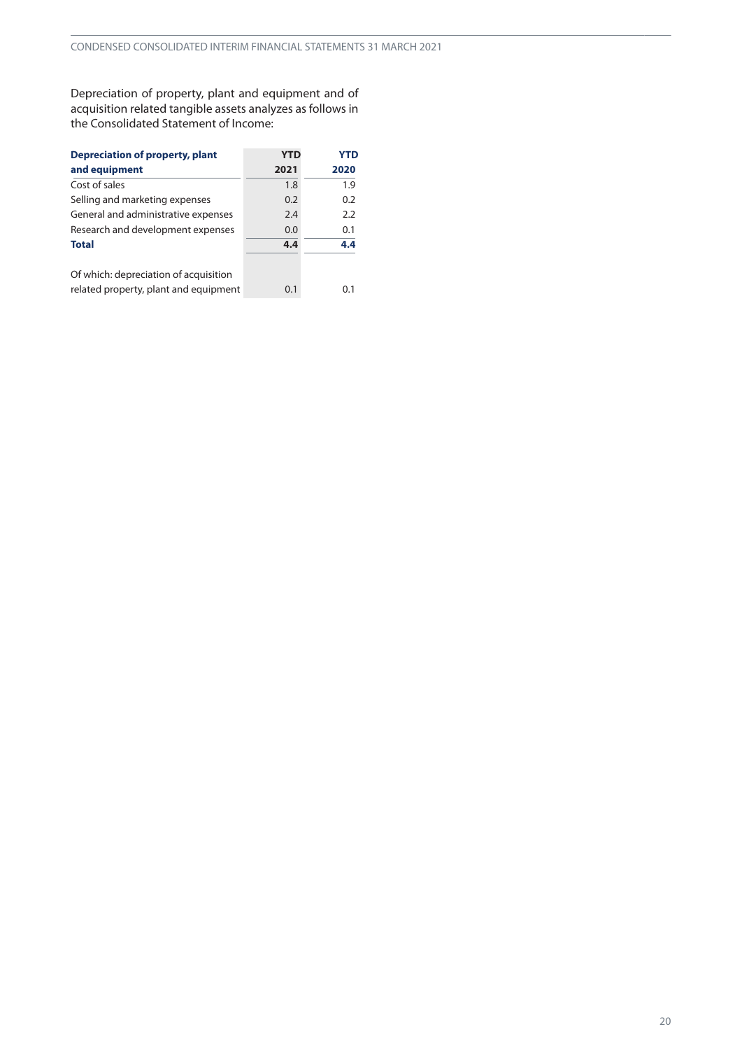Depreciation of property, plant and equipment and of acquisition related tangible assets analyzes as follows in the Consolidated Statement of Income:

| **Depreciation of property, plant and equipment** | **YTD 2021** | **YTD 2020** |
|---|---|---|
| Cost of sales | 1.8 | 1.9 |
| Selling and marketing expenses | 0.2 | 0.2 |
| General and administrative expenses | 2.4 | 2.2 |
| Research and development expenses | 0.0 | 0.1 |
| **Total** | **4.4** | **4.4** |
| | | |
| Of which: depreciation of acquisition related property, plant and equipment | 0.1 | 0.1 |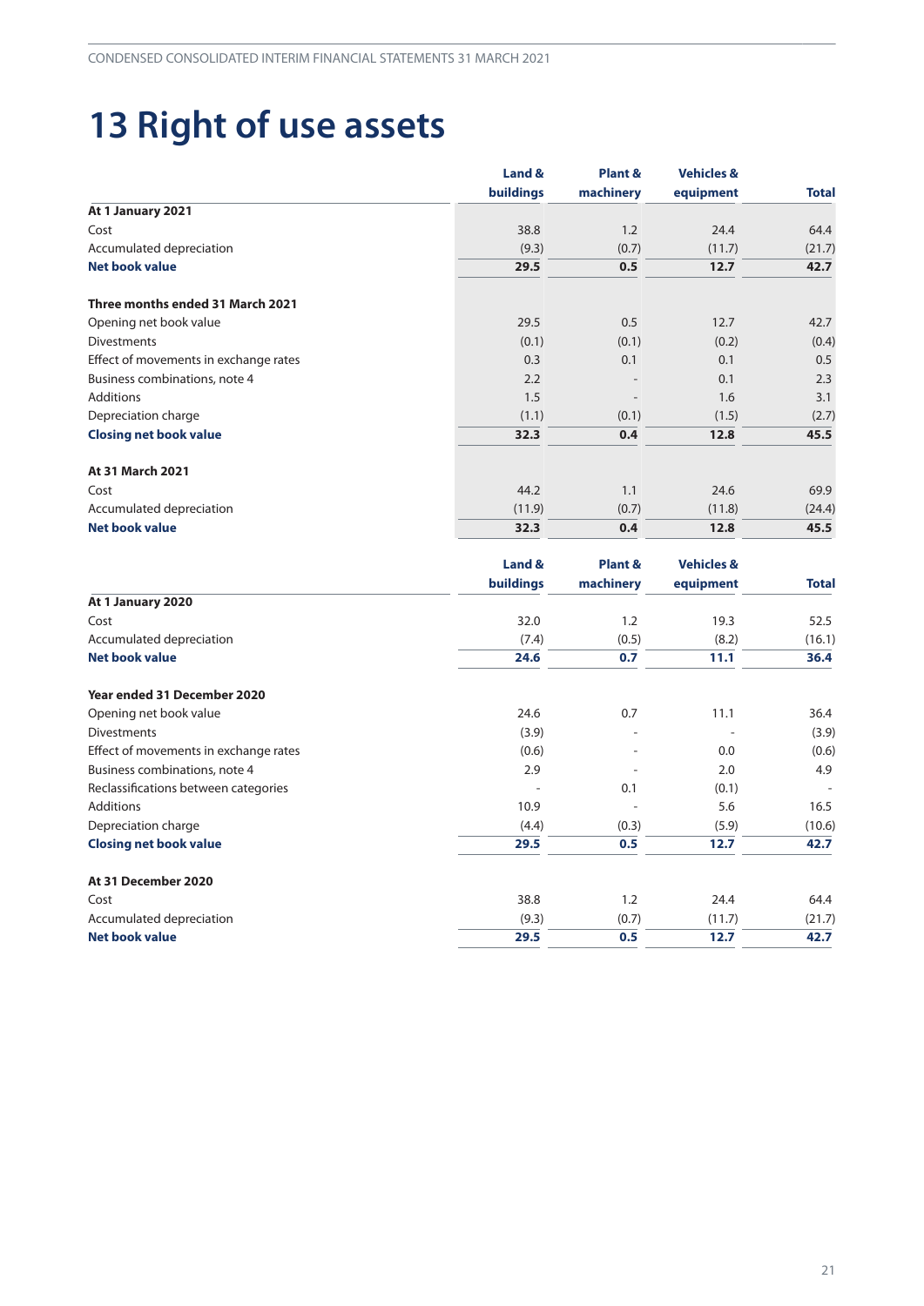# 13 Right of use assets

| | Land & buildings | Plant & machinery | Vehicles & equipment | Total |
|---|---|---|---|---|
| **At 1 January 2021** | | | | |
| Cost | 38.8 | 1.2 | 24.4 | 64.4 |
| Accumulated depreciation | (9.3) | (0.7) | (11.7) | (21.7) |
| **Net book value** | **29.5** | **0.5** | **12.7** | **42.7** |
| | | | | |
| **Three months ended 31 March 2021** | | | | |
| Opening net book value | 29.5 | 0.5 | 12.7 | 42.7 |
| Divestments | (0.1) | (0.1) | (0.2) | (0.4) |
| Effect of movements in exchange rates | 0.3 | 0.1 | 0.1 | 0.5 |
| Business combinations, note 4 | 2.2 | - | 0.1 | 2.3 |
| Additions | 1.5 | - | 1.6 | 3.1 |
| Depreciation charge | (1.1) | (0.1) | (1.5) | (2.7) |
| **Closing net book value** | **32.3** | **0.4** | **12.8** | **45.5** |
| | | | | |
| **At 31 March 2021** | | | | |
| Cost | 44.2 | 1.1 | 24.6 | 69.9 |
| Accumulated depreciation | (11.9) | (0.7) | (11.8) | (24.4) |
| **Net book value** | **32.3** | **0.4** | **12.8** | **45.5** |

| | Land & buildings | Plant & machinery | Vehicles & equipment | Total |
|---|---|---|---|---|
| **At 1 January 2020** | | | | |
| Cost | 32.0 | 1.2 | 19.3 | 52.5 |
| Accumulated depreciation | (7.4) | (0.5) | (8.2) | (16.1) |
| **Net book value** | **24.6** | **0.7** | **11.1** | **36.4** |
| | | | | |
| **Year ended 31 December 2020** | | | | |
| Opening net book value | 24.6 | 0.7 | 11.1 | 36.4 |
| Divestments | (3.9) | - | - | (3.9) |
| Effect of movements in exchange rates | (0.6) | - | 0.0 | (0.6) |
| Business combinations, note 4 | 2.9 | - | 2.0 | 4.9 |
| Reclassifications between categories | - | 0.1 | (0.1) | - |
| Additions | 10.9 | - | 5.6 | 16.5 |
| Depreciation charge | (4.4) | (0.3) | (5.9) | (10.6) |
| **Closing net book value** | **29.5** | **0.5** | **12.7** | **42.7** |
| | | | | |
| **At 31 December 2020** | | | | |
| Cost | 38.8 | 1.2 | 24.4 | 64.4 |
| Accumulated depreciation | (9.3) | (0.7) | (11.7) | (21.7) |
| **Net book value** | **29.5** | **0.5** | **12.7** | **42.7** |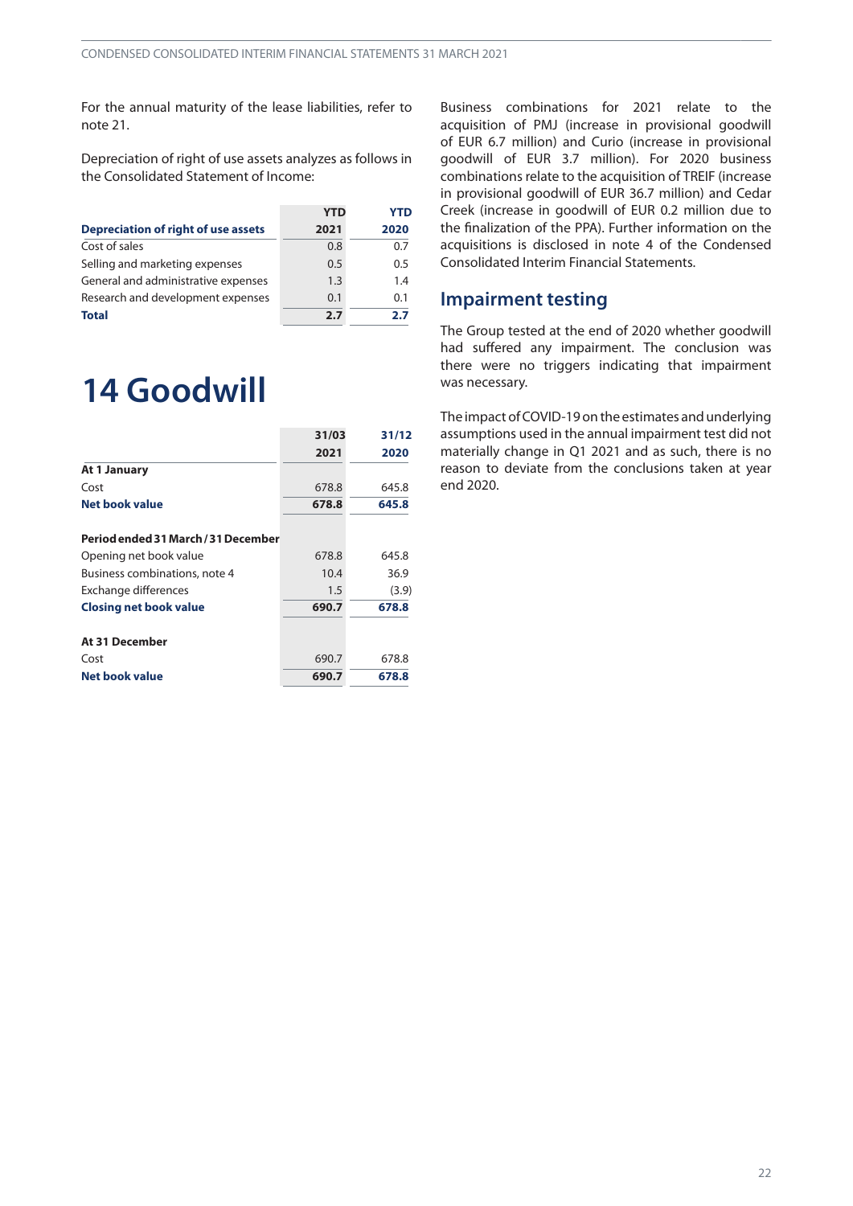For the annual maturity of the lease liabilities, refer to note 21.

Depreciation of right of use assets analyzes as follows in the Consolidated Statement of Income:

| Depreciation of right of use assets | YTD 2021 | YTD 2020 |
|---|---|---|
| Cost of sales | 0.8 | 0.7 |
| Selling and marketing expenses | 0.5 | 0.5 |
| General and administrative expenses | 1.3 | 1.4 |
| Research and development expenses | 0.1 | 0.1 |
| **Total** | **2.7** | **2.7** |

# 14 Goodwill

| | 31/03 2021 | 31/12 2020 |
|---|---|---|
| **At 1 January** | | |
| Cost | 678.8 | 645.8 |
| **Net book value** | **678.8** | **645.8** |
| | | |
| **Period ended 31 March / 31 December** | | |
| Opening net book value | 678.8 | 645.8 |
| Business combinations, note 4 | 10.4 | 36.9 |
| Exchange differences | 1.5 | (3.9) |
| **Closing net book value** | **690.7** | **678.8** |
| | | |
| **At 31 December** | | |
| Cost | 690.7 | 678.8 |
| **Net book value** | **690.7** | **678.8** |

Business combinations for 2021 relate to the acquisition of PMJ (increase in provisional goodwill of EUR 6.7 million) and Curio (increase in provisional goodwill of EUR 3.7 million). For 2020 business combinations relate to the acquisition of TREIF (increase in provisional goodwill of EUR 36.7 million) and Cedar Creek (increase in goodwill of EUR 0.2 million due to the finalization of the PPA). Further information on the acquisitions is disclosed in note 4 of the Condensed Consolidated Interim Financial Statements.

## Impairment testing

The Group tested at the end of 2020 whether goodwill had suffered any impairment. The conclusion was there were no triggers indicating that impairment was necessary.

The impact of COVID-19 on the estimates and underlying assumptions used in the annual impairment test did not materially change in Q1 2021 and as such, there is no reason to deviate from the conclusions taken at year end 2020.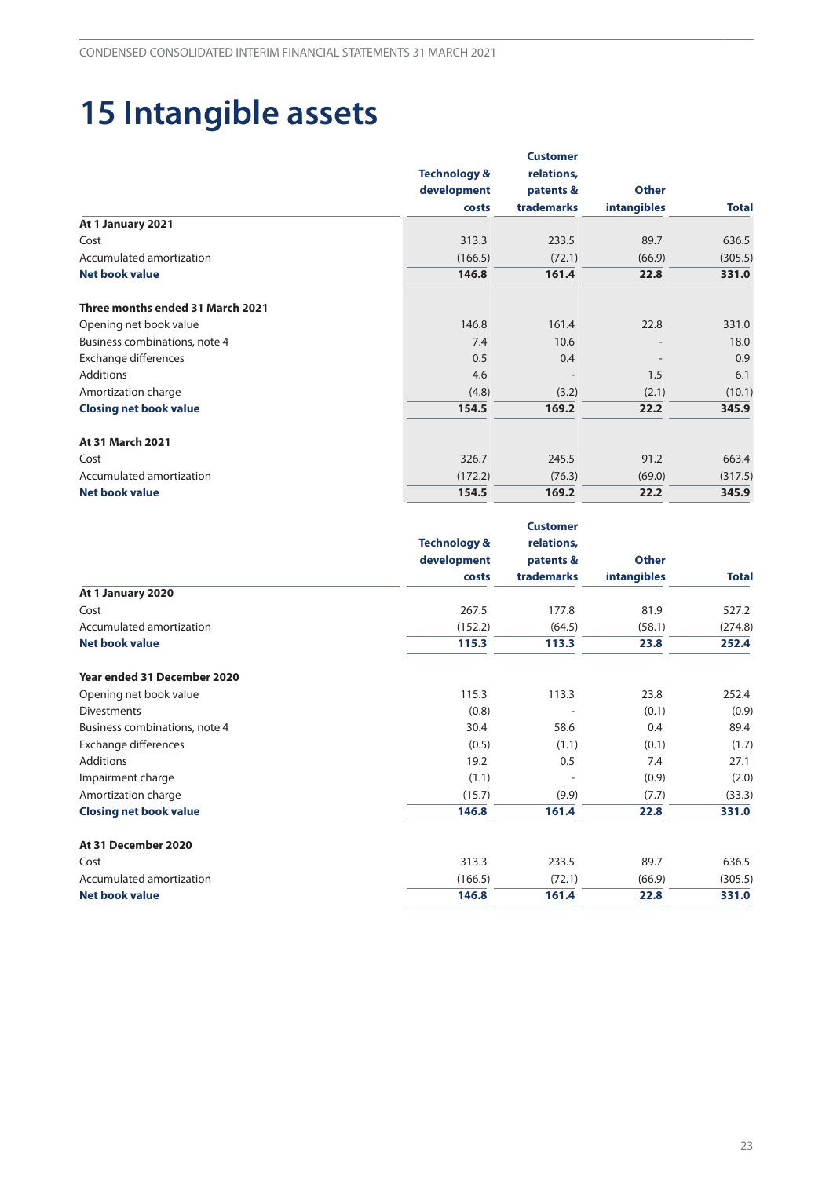# 15 Intangible assets

| | Technology & development costs | Customer relations, patents & trademarks | Other intangibles | Total |
|---|---|---|---|---|
| **At 1 January 2021** | | | | |
| Cost | 313.3 | 233.5 | 89.7 | 636.5 |
| Accumulated amortization | (166.5) | (72.1) | (66.9) | (305.5) |
| **Net book value** | **146.8** | **161.4** | **22.8** | **331.0** |
| | | | | |
| **Three months ended 31 March 2021** | | | | |
| Opening net book value | 146.8 | 161.4 | 22.8 | 331.0 |
| Business combinations, note 4 | 7.4 | 10.6 | - | 18.0 |
| Exchange differences | 0.5 | 0.4 | - | 0.9 |
| Additions | 4.6 | - | 1.5 | 6.1 |
| Amortization charge | (4.8) | (3.2) | (2.1) | (10.1) |
| **Closing net book value** | **154.5** | **169.2** | **22.2** | **345.9** |
| | | | | |
| **At 31 March 2021** | | | | |
| Cost | 326.7 | 245.5 | 91.2 | 663.4 |
| Accumulated amortization | (172.2) | (76.3) | (69.0) | (317.5) |
| **Net book value** | **154.5** | **169.2** | **22.2** | **345.9** |

| | Technology & development costs | Customer relations, patents & trademarks | Other intangibles | Total |
|---|---|---|---|---|
| **At 1 January 2020** | | | | |
| Cost | 267.5 | 177.8 | 81.9 | 527.2 |
| Accumulated amortization | (152.2) | (64.5) | (58.1) | (274.8) |
| **Net book value** | **115.3** | **113.3** | **23.8** | **252.4** |
| | | | | |
| **Year ended 31 December 2020** | | | | |
| Opening net book value | 115.3 | 113.3 | 23.8 | 252.4 |
| Divestments | (0.8) | - | (0.1) | (0.9) |
| Business combinations, note 4 | 30.4 | 58.6 | 0.4 | 89.4 |
| Exchange differences | (0.5) | (1.1) | (0.1) | (1.7) |
| Additions | 19.2 | 0.5 | 7.4 | 27.1 |
| Impairment charge | (1.1) | - | (0.9) | (2.0) |
| Amortization charge | (15.7) | (9.9) | (7.7) | (33.3) |
| **Closing net book value** | **146.8** | **161.4** | **22.8** | **331.0** |
| | | | | |
| **At 31 December 2020** | | | | |
| Cost | 313.3 | 233.5 | 89.7 | 636.5 |
| Accumulated amortization | (166.5) | (72.1) | (66.9) | (305.5) |
| **Net book value** | **146.8** | **161.4** | **22.8** | **331.0** |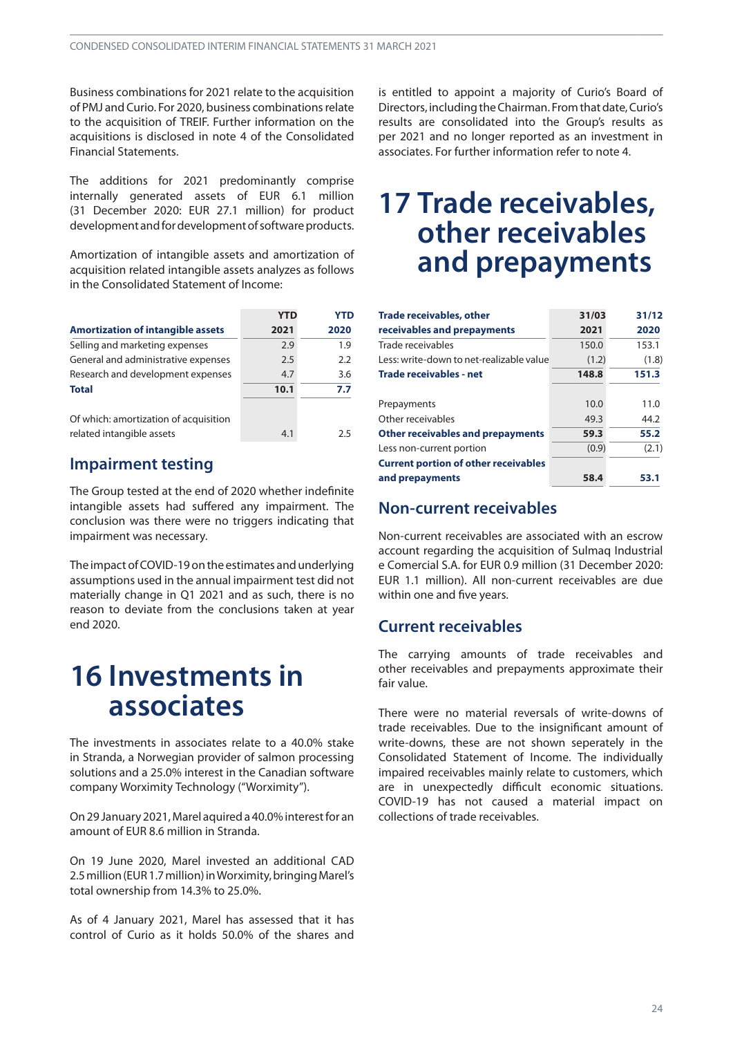Business combinations for 2021 relate to the acquisition of PMJ and Curio. For 2020, business combinations relate to the acquisition of TREIF. Further information on the acquisitions is disclosed in note 4 of the Consolidated Financial Statements.

The additions for 2021 predominantly comprise internally generated assets of EUR 6.1 million (31 December 2020: EUR 27.1 million) for product development and for development of software products.

Amortization of intangible assets and amortization of acquisition related intangible assets analyzes as follows in the Consolidated Statement of Income:

| Amortization of intangible assets | YTD 2021 | YTD 2020 |
|---|---|---|
| Selling and marketing expenses | 2.9 | 1.9 |
| General and administrative expenses | 2.5 | 2.2 |
| Research and development expenses | 4.7 | 3.6 |
| **Total** | **10.1** | **7.7** |
| | | |
| Of which: amortization of acquisition related intangible assets | 4.1 | 2.5 |

## Impairment testing

The Group tested at the end of 2020 whether indefinite intangible assets had suffered any impairment. The conclusion was there were no triggers indicating that impairment was necessary.

The impact of COVID-19 on the estimates and underlying assumptions used in the annual impairment test did not materially change in Q1 2021 and as such, there is no reason to deviate from the conclusions taken at year end 2020.

# 16 Investments in associates

The investments in associates relate to a 40.0% stake in Stranda, a Norwegian provider of salmon processing solutions and a 25.0% interest in the Canadian software company Worximity Technology ("Worximity").

On 29 January 2021, Marel aquired a 40.0% interest for an amount of EUR 8.6 million in Stranda.

On 19 June 2020, Marel invested an additional CAD 2.5 million (EUR 1.7 million) in Worximity, bringing Marel's total ownership from 14.3% to 25.0%.

As of 4 January 2021, Marel has assessed that it has control of Curio as it holds 50.0% of the shares and is entitled to appoint a majority of Curio's Board of Directors, including the Chairman. From that date, Curio's results are consolidated into the Group's results as per 2021 and no longer reported as an investment in associates. For further information refer to note 4.

# 17 Trade receivables, other receivables and prepayments

| Trade receivables, other receivables and prepayments | 31/03 2021 | 31/12 2020 |
|---|---|---|
| Trade receivables | 150.0 | 153.1 |
| Less: write-down to net-realizable value | (1.2) | (1.8) |
| **Trade receivables - net** | **148.8** | **151.3** |
| | | |
| Prepayments | 10.0 | 11.0 |
| Other receivables | 49.3 | 44.2 |
| **Other receivables and prepayments** | **59.3** | **55.2** |
| Less non-current portion | (0.9) | (2.1) |
| **Current portion of other receivables and prepayments** | **58.4** | **53.1** |

## Non-current receivables

Non-current receivables are associated with an escrow account regarding the acquisition of Sulmaq Industrial e Comercial S.A. for EUR 0.9 million (31 December 2020: EUR 1.1 million). All non-current receivables are due within one and five years.

## Current receivables

The carrying amounts of trade receivables and other receivables and prepayments approximate their fair value.

There were no material reversals of write-downs of trade receivables. Due to the insignificant amount of write-downs, these are not shown seperately in the Consolidated Statement of Income. The individually impaired receivables mainly relate to customers, which are in unexpectedly difficult economic situations. COVID-19 has not caused a material impact on collections of trade receivables.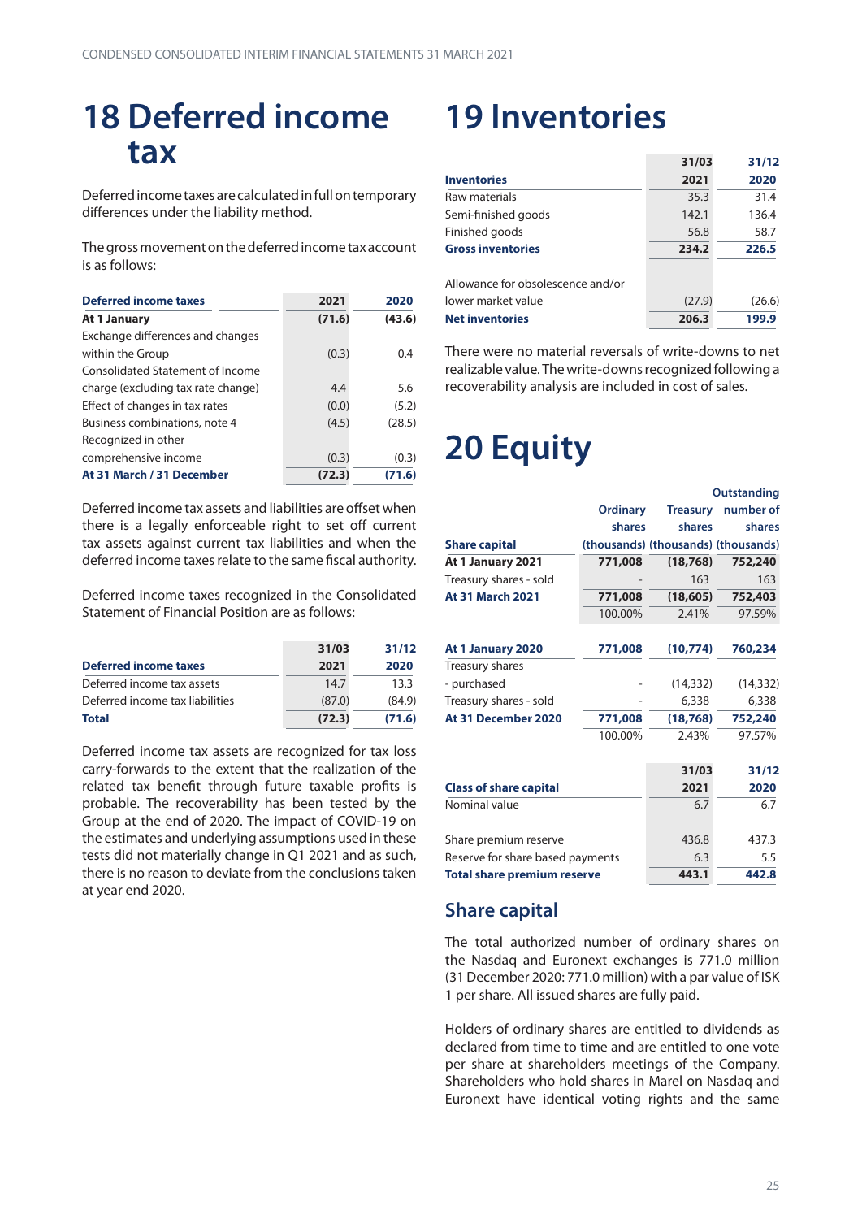# 18 Deferred income tax

Deferred income taxes are calculated in full on temporary differences under the liability method.

The gross movement on the deferred income tax account is as follows:

| Deferred income taxes | 2021 | 2020 |
|---|---|---|
| **At 1 January** | **(71.6)** | **(43.6)** |
| Exchange differences and changes within the Group | (0.3) | 0.4 |
| Consolidated Statement of Income charge (excluding tax rate change) | 4.4 | 5.6 |
| Effect of changes in tax rates | (0.0) | (5.2) |
| Business combinations, note 4 | (4.5) | (28.5) |
| Recognized in other comprehensive income | (0.3) | (0.3) |
| **At 31 March / 31 December** | **(72.3)** | **(71.6)** |

Deferred income tax assets and liabilities are offset when there is a legally enforceable right to set off current tax assets against current tax liabilities and when the deferred income taxes relate to the same fiscal authority.

Deferred income taxes recognized in the Consolidated Statement of Financial Position are as follows:

| Deferred income taxes | 31/03 2021 | 31/12 2020 |
|---|---|---|
| Deferred income tax assets | 14.7 | 13.3 |
| Deferred income tax liabilities | (87.0) | (84.9) |
| **Total** | **(72.3)** | **(71.6)** |

Deferred income tax assets are recognized for tax loss carry-forwards to the extent that the realization of the related tax benefit through future taxable profits is probable. The recoverability has been tested by the Group at the end of 2020. The impact of COVID-19 on the estimates and underlying assumptions used in these tests did not materially change in Q1 2021 and as such, there is no reason to deviate from the conclusions taken at year end 2020.

# 19 Inventories

| Inventories | 31/03 2021 | 31/12 2020 |
|---|---|---|
| Raw materials | 35.3 | 31.4 |
| Semi-finished goods | 142.1 | 136.4 |
| Finished goods | 56.8 | 58.7 |
| **Gross inventories** | **234.2** | **226.5** |
| | | |
| Allowance for obsolescence and/or lower market value | (27.9) | (26.6) |
| **Net inventories** | **206.3** | **199.9** |

There were no material reversals of write-downs to net realizable value. The write-downs recognized following a recoverability analysis are included in cost of sales.

# 20 Equity

| Share capital | Ordinary shares (thousands) | Treasury shares (thousands) | Outstanding number of shares (thousands) |
|---|---|---|---|
| **At 1 January 2021** | **771,008** | **(18,768)** | **752,240** |
| Treasury shares - sold | - | 163 | 163 |
| **At 31 March 2021** | **771,008** | **(18,605)** | **752,403** |
| | 100.00% | 2.41% | 97.59% |
| | | | |
| **At 1 January 2020** | **771,008** | **(10,774)** | **760,234** |
| Treasury shares | | | |
| - purchased | - | (14,332) | (14,332) |
| Treasury shares - sold | - | 6,338 | 6,338 |
| **At 31 December 2020** | **771,008** | **(18,768)** | **752,240** |
| | 100.00% | 2.43% | 97.57% |

| Class of share capital | 31/03 2021 | 31/12 2020 |
|---|---|---|
| Nominal value | 6.7 | 6.7 |
| | | |
| Share premium reserve | 436.8 | 437.3 |
| Reserve for share based payments | 6.3 | 5.5 |
| **Total share premium reserve** | **443.1** | **442.8** |

## Share capital

The total authorized number of ordinary shares on the Nasdaq and Euronext exchanges is 771.0 million (31 December 2020: 771.0 million) with a par value of ISK 1 per share. All issued shares are fully paid.

Holders of ordinary shares are entitled to dividends as declared from time to time and are entitled to one vote per share at shareholders meetings of the Company. Shareholders who hold shares in Marel on Nasdaq and Euronext have identical voting rights and the same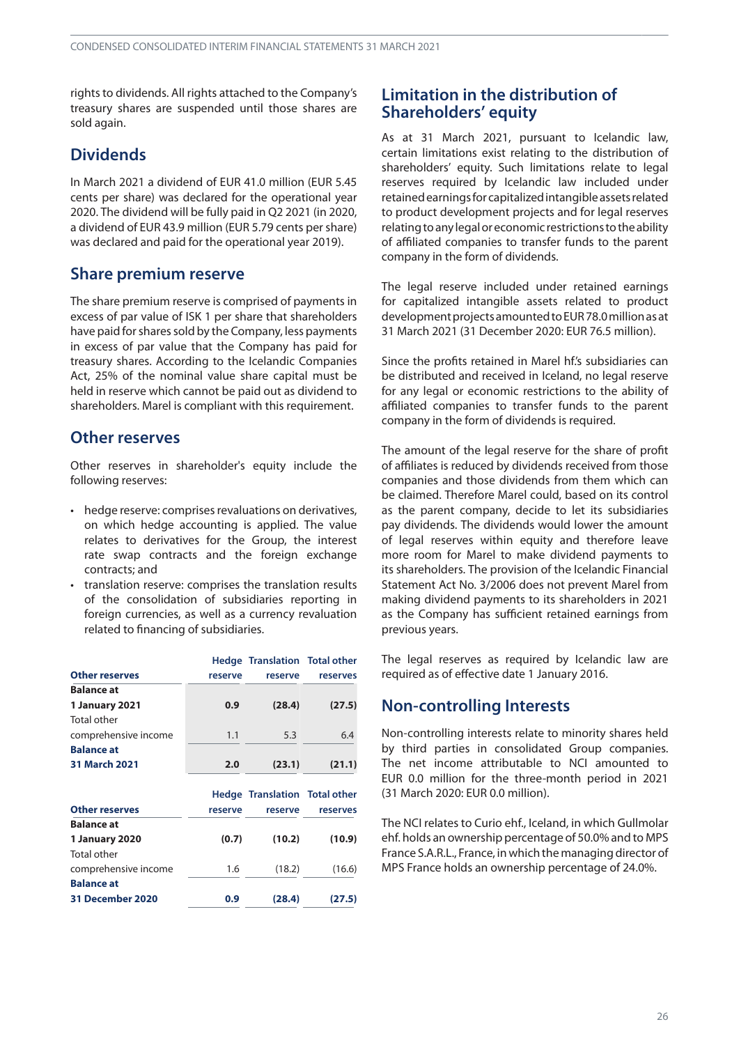rights to dividends. All rights attached to the Company's treasury shares are suspended until those shares are sold again.

## Dividends

In March 2021 a dividend of EUR 41.0 million (EUR 5.45 cents per share) was declared for the operational year 2020. The dividend will be fully paid in Q2 2021 (in 2020, a dividend of EUR 43.9 million (EUR 5.79 cents per share) was declared and paid for the operational year 2019).

## Share premium reserve

The share premium reserve is comprised of payments in excess of par value of ISK 1 per share that shareholders have paid for shares sold by the Company, less payments in excess of par value that the Company has paid for treasury shares. According to the Icelandic Companies Act, 25% of the nominal value share capital must be held in reserve which cannot be paid out as dividend to shareholders. Marel is compliant with this requirement.

## Other reserves

Other reserves in shareholder's equity include the following reserves:

- hedge reserve: comprises revaluations on derivatives, on which hedge accounting is applied. The value relates to derivatives for the Group, the interest rate swap contracts and the foreign exchange contracts; and
- translation reserve: comprises the translation results of the consolidation of subsidiaries reporting in foreign currencies, as well as a currency revaluation related to financing of subsidiaries.

| Other reserves | Hedge reserve | Translation reserve | Total other reserves |
|---|---|---|---|
| **Balance at 1 January 2021** | **0.9** | **(28.4)** | **(27.5)** |
| Total other comprehensive income | 1.1 | 5.3 | 6.4 |
| **Balance at 31 March 2021** | **2.0** | **(23.1)** | **(21.1)** |

| Other reserves | Hedge reserve | Translation reserve | Total other reserves |
|---|---|---|---|
| **Balance at 1 January 2020** | **(0.7)** | **(10.2)** | **(10.9)** |
| Total other comprehensive income | 1.6 | (18.2) | (16.6) |
| **Balance at 31 December 2020** | **0.9** | **(28.4)** | **(27.5)** |

## Limitation in the distribution of Shareholders' equity

As at 31 March 2021, pursuant to Icelandic law, certain limitations exist relating to the distribution of shareholders' equity. Such limitations relate to legal reserves required by Icelandic law included under retained earnings for capitalized intangible assets related to product development projects and for legal reserves relating to any legal or economic restrictions to the ability of affiliated companies to transfer funds to the parent company in the form of dividends.

The legal reserve included under retained earnings for capitalized intangible assets related to product development projects amounted to EUR 78.0 million as at 31 March 2021 (31 December 2020: EUR 76.5 million).

Since the profits retained in Marel hf.'s subsidiaries can be distributed and received in Iceland, no legal reserve for any legal or economic restrictions to the ability of affiliated companies to transfer funds to the parent company in the form of dividends is required.

The amount of the legal reserve for the share of profit of affiliates is reduced by dividends received from those companies and those dividends from them which can be claimed. Therefore Marel could, based on its control as the parent company, decide to let its subsidiaries pay dividends. The dividends would lower the amount of legal reserves within equity and therefore leave more room for Marel to make dividend payments to its shareholders. The provision of the Icelandic Financial Statement Act No. 3/2006 does not prevent Marel from making dividend payments to its shareholders in 2021 as the Company has sufficient retained earnings from previous years.

The legal reserves as required by Icelandic law are required as of effective date 1 January 2016.

## Non-controlling Interests

Non-controlling interests relate to minority shares held by third parties in consolidated Group companies. The net income attributable to NCI amounted to EUR 0.0 million for the three-month period in 2021 (31 March 2020: EUR 0.0 million).

The NCI relates to Curio ehf., Iceland, in which Gullmolar ehf. holds an ownership percentage of 50.0% and to MPS France S.A.R.L., France, in which the managing director of MPS France holds an ownership percentage of 24.0%.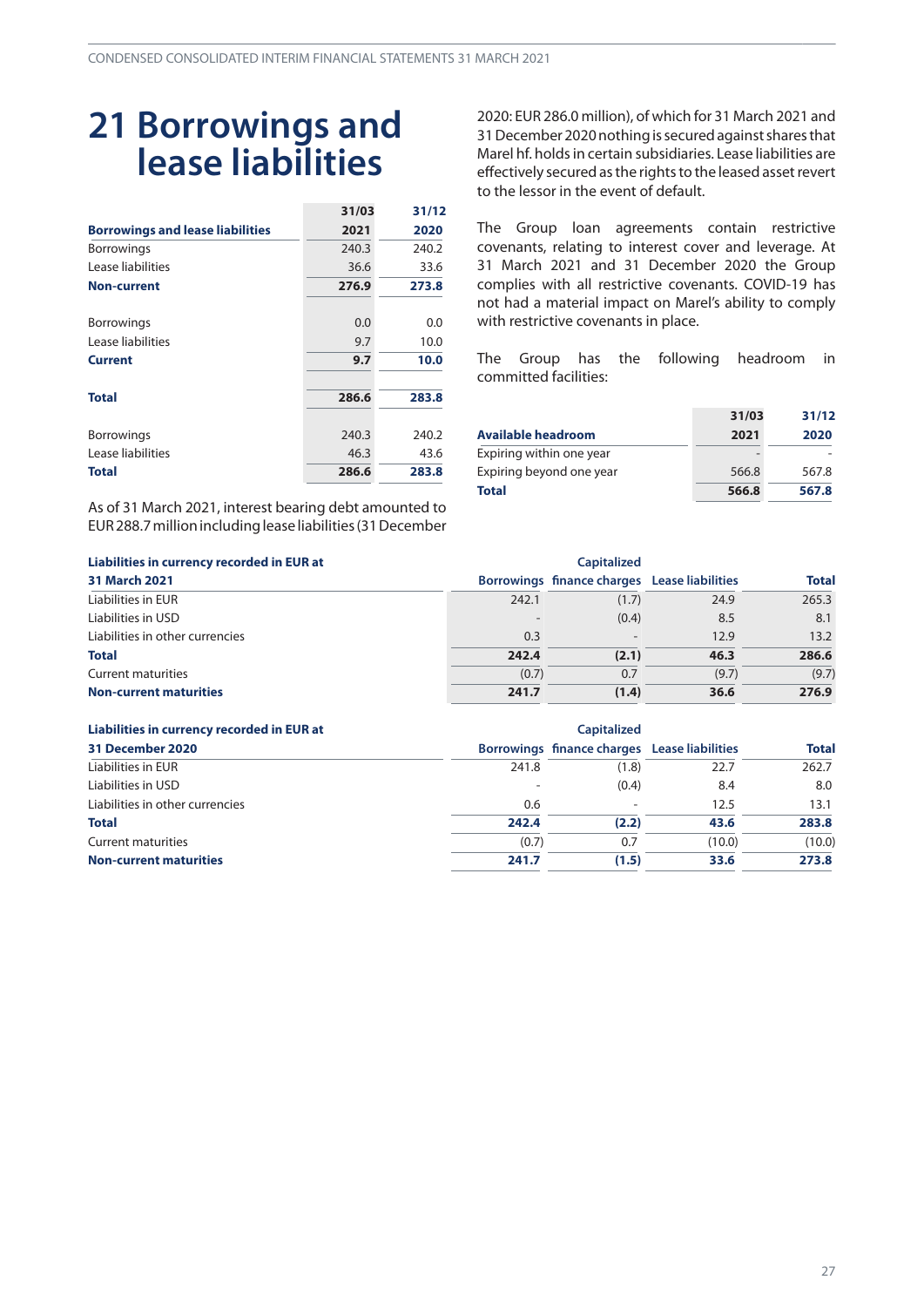# 21 Borrowings and lease liabilities

| Borrowings and lease liabilities | 31/03 2021 | 31/12 2020 |
|---|---|---|
| Borrowings | 240.3 | 240.2 |
| Lease liabilities | 36.6 | 33.6 |
| **Non-current** | **276.9** | **273.8** |
| | | |
| Borrowings | 0.0 | 0.0 |
| Lease liabilities | 9.7 | 10.0 |
| **Current** | **9.7** | **10.0** |
| | | |
| **Total** | **286.6** | **283.8** |
| | | |
| Borrowings | 240.3 | 240.2 |
| Lease liabilities | 46.3 | 43.6 |
| **Total** | **286.6** | **283.8** |

As of 31 March 2021, interest bearing debt amounted to EUR 288.7 million including lease liabilities (31 December 2020: EUR 286.0 million), of which for 31 March 2021 and 31 December 2020 nothing is secured against shares that Marel hf. holds in certain subsidiaries. Lease liabilities are effectively secured as the rights to the leased asset revert to the lessor in the event of default.

The Group loan agreements contain restrictive covenants, relating to interest cover and leverage. At 31 March 2021 and 31 December 2020 the Group complies with all restrictive covenants. COVID-19 has not had a material impact on Marel's ability to comply with restrictive covenants in place.

The Group has the following headroom in committed facilities:

| Available headroom | 31/03 2021 | 31/12 2020 |
|---|---|---|
| Expiring within one year | - | - |
| Expiring beyond one year | 566.8 | 567.8 |
| **Total** | **566.8** | **567.8** |

| Liabilities in currency recorded in EUR at 31 March 2021 | Borrowings | Capitalized finance charges | Lease liabilities | Total |
|---|---|---|---|---|
| Liabilities in EUR | 242.1 | (1.7) | 24.9 | 265.3 |
| Liabilities in USD | - | (0.4) | 8.5 | 8.1 |
| Liabilities in other currencies | 0.3 | - | 12.9 | 13.2 |
| **Total** | **242.4** | **(2.1)** | **46.3** | **286.6** |
| Current maturities | (0.7) | 0.7 | (9.7) | (9.7) |
| **Non-current maturities** | **241.7** | **(1.4)** | **36.6** | **276.9** |

| Liabilities in currency recorded in EUR at 31 December 2020 | Borrowings | Capitalized finance charges | Lease liabilities | Total |
|---|---|---|---|---|
| Liabilities in EUR | 241.8 | (1.8) | 22.7 | 262.7 |
| Liabilities in USD | - | (0.4) | 8.4 | 8.0 |
| Liabilities in other currencies | 0.6 | - | 12.5 | 13.1 |
| **Total** | **242.4** | **(2.2)** | **43.6** | **283.8** |
| Current maturities | (0.7) | 0.7 | (10.0) | (10.0) |
| **Non-current maturities** | **241.7** | **(1.5)** | **33.6** | **273.8** |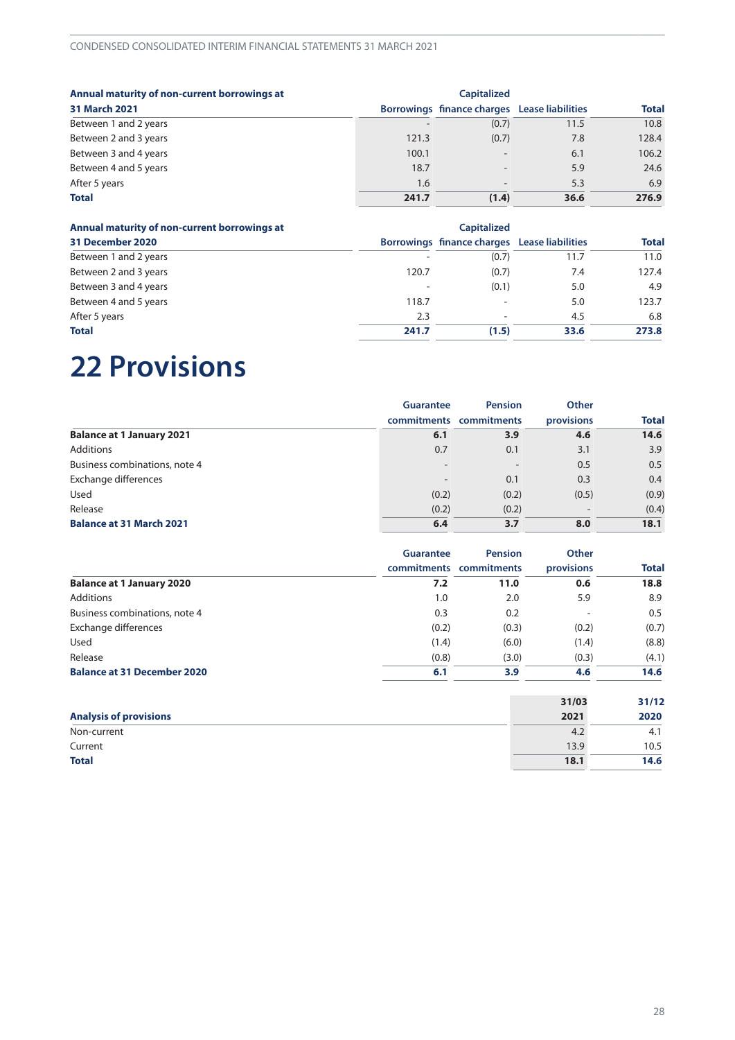| Annual maturity of non-current borrowings at 31 March 2021 | Borrowings | Capitalized finance charges | Lease liabilities | Total |
|---|---|---|---|---|
| Between 1 and 2 years | - | (0.7) | 11.5 | 10.8 |
| Between 2 and 3 years | 121.3 | (0.7) | 7.8 | 128.4 |
| Between 3 and 4 years | 100.1 | - | 6.1 | 106.2 |
| Between 4 and 5 years | 18.7 | - | 5.9 | 24.6 |
| After 5 years | 1.6 | - | 5.3 | 6.9 |
| **Total** | **241.7** | **(1.4)** | **36.6** | **276.9** |

| Annual maturity of non-current borrowings at 31 December 2020 | Borrowings | Capitalized finance charges | Lease liabilities | Total |
|---|---|---|---|---|
| Between 1 and 2 years | - | (0.7) | 11.7 | 11.0 |
| Between 2 and 3 years | 120.7 | (0.7) | 7.4 | 127.4 |
| Between 3 and 4 years | - | (0.1) | 5.0 | 4.9 |
| Between 4 and 5 years | 118.7 | - | 5.0 | 123.7 |
| After 5 years | 2.3 | - | 4.5 | 6.8 |
| **Total** | **241.7** | **(1.5)** | **33.6** | **273.8** |

# 22 Provisions

| | Guarantee commitments | Pension commitments | Other provisions | Total |
|---|---|---|---|---|
| **Balance at 1 January 2021** | **6.1** | **3.9** | **4.6** | **14.6** |
| Additions | 0.7 | 0.1 | 3.1 | 3.9 |
| Business combinations, note 4 | - | - | 0.5 | 0.5 |
| Exchange differences | - | 0.1 | 0.3 | 0.4 |
| Used | (0.2) | (0.2) | (0.5) | (0.9) |
| Release | (0.2) | (0.2) | - | (0.4) |
| **Balance at 31 March 2021** | **6.4** | **3.7** | **8.0** | **18.1** |

| | Guarantee commitments | Pension commitments | Other provisions | Total |
|---|---|---|---|---|
| **Balance at 1 January 2020** | **7.2** | **11.0** | **0.6** | **18.8** |
| Additions | 1.0 | 2.0 | 5.9 | 8.9 |
| Business combinations, note 4 | 0.3 | 0.2 | - | 0.5 |
| Exchange differences | (0.2) | (0.3) | (0.2) | (0.7) |
| Used | (1.4) | (6.0) | (1.4) | (8.8) |
| Release | (0.8) | (3.0) | (0.3) | (4.1) |
| **Balance at 31 December 2020** | **6.1** | **3.9** | **4.6** | **14.6** |

| Analysis of provisions | 31/03 2021 | 31/12 2020 |
|---|---|---|
| Non-current | 4.2 | 4.1 |
| Current | 13.9 | 10.5 |
| **Total** | **18.1** | **14.6** |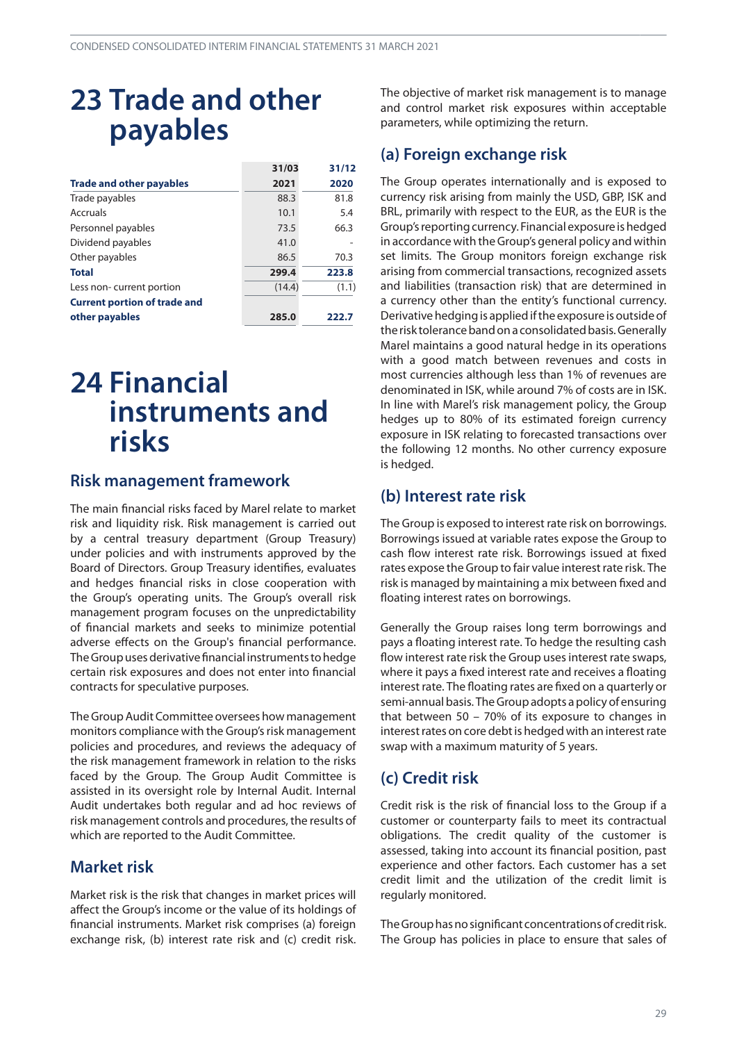# 23 Trade and other payables

| Trade and other payables | 31/03 2021 | 31/12 2020 |
|---|---|---|
| Trade payables | 88.3 | 81.8 |
| Accruals | 10.1 | 5.4 |
| Personnel payables | 73.5 | 66.3 |
| Dividend payables | 41.0 | - |
| Other payables | 86.5 | 70.3 |
| **Total** | **299.4** | **223.8** |
| Less non- current portion | (14.4) | (1.1) |
| **Current portion of trade and other payables** | **285.0** | **222.7** |

# 24 Financial instruments and risks

## Risk management framework

The main financial risks faced by Marel relate to market risk and liquidity risk. Risk management is carried out by a central treasury department (Group Treasury) under policies and with instruments approved by the Board of Directors. Group Treasury identifies, evaluates and hedges financial risks in close cooperation with the Group's operating units. The Group's overall risk management program focuses on the unpredictability of financial markets and seeks to minimize potential adverse effects on the Group's financial performance. The Group uses derivative financial instruments to hedge certain risk exposures and does not enter into financial contracts for speculative purposes.

The Group Audit Committee oversees how management monitors compliance with the Group's risk management policies and procedures, and reviews the adequacy of the risk management framework in relation to the risks faced by the Group. The Group Audit Committee is assisted in its oversight role by Internal Audit. Internal Audit undertakes both regular and ad hoc reviews of risk management controls and procedures, the results of which are reported to the Audit Committee.

## Market risk

Market risk is the risk that changes in market prices will affect the Group's income or the value of its holdings of financial instruments. Market risk comprises (a) foreign exchange risk, (b) interest rate risk and (c) credit risk.

The objective of market risk management is to manage and control market risk exposures within acceptable parameters, while optimizing the return.

## (a) Foreign exchange risk

The Group operates internationally and is exposed to currency risk arising from mainly the USD, GBP, ISK and BRL, primarily with respect to the EUR, as the EUR is the Group's reporting currency. Financial exposure is hedged in accordance with the Group's general policy and within set limits. The Group monitors foreign exchange risk arising from commercial transactions, recognized assets and liabilities (transaction risk) that are determined in a currency other than the entity's functional currency. Derivative hedging is applied if the exposure is outside of the risk tolerance band on a consolidated basis. Generally Marel maintains a good natural hedge in its operations with a good match between revenues and costs in most currencies although less than 1% of revenues are denominated in ISK, while around 7% of costs are in ISK. In line with Marel's risk management policy, the Group hedges up to 80% of its estimated foreign currency exposure in ISK relating to forecasted transactions over the following 12 months. No other currency exposure is hedged.

## (b) Interest rate risk

The Group is exposed to interest rate risk on borrowings. Borrowings issued at variable rates expose the Group to cash flow interest rate risk. Borrowings issued at fixed rates expose the Group to fair value interest rate risk. The risk is managed by maintaining a mix between fixed and floating interest rates on borrowings.

Generally the Group raises long term borrowings and pays a floating interest rate. To hedge the resulting cash flow interest rate risk the Group uses interest rate swaps, where it pays a fixed interest rate and receives a floating interest rate. The floating rates are fixed on a quarterly or semi-annual basis. The Group adopts a policy of ensuring that between 50 – 70% of its exposure to changes in interest rates on core debt is hedged with an interest rate swap with a maximum maturity of 5 years.

## (c) Credit risk

Credit risk is the risk of financial loss to the Group if a customer or counterparty fails to meet its contractual obligations. The credit quality of the customer is assessed, taking into account its financial position, past experience and other factors. Each customer has a set credit limit and the utilization of the credit limit is regularly monitored.

The Group has no significant concentrations of credit risk. The Group has policies in place to ensure that sales of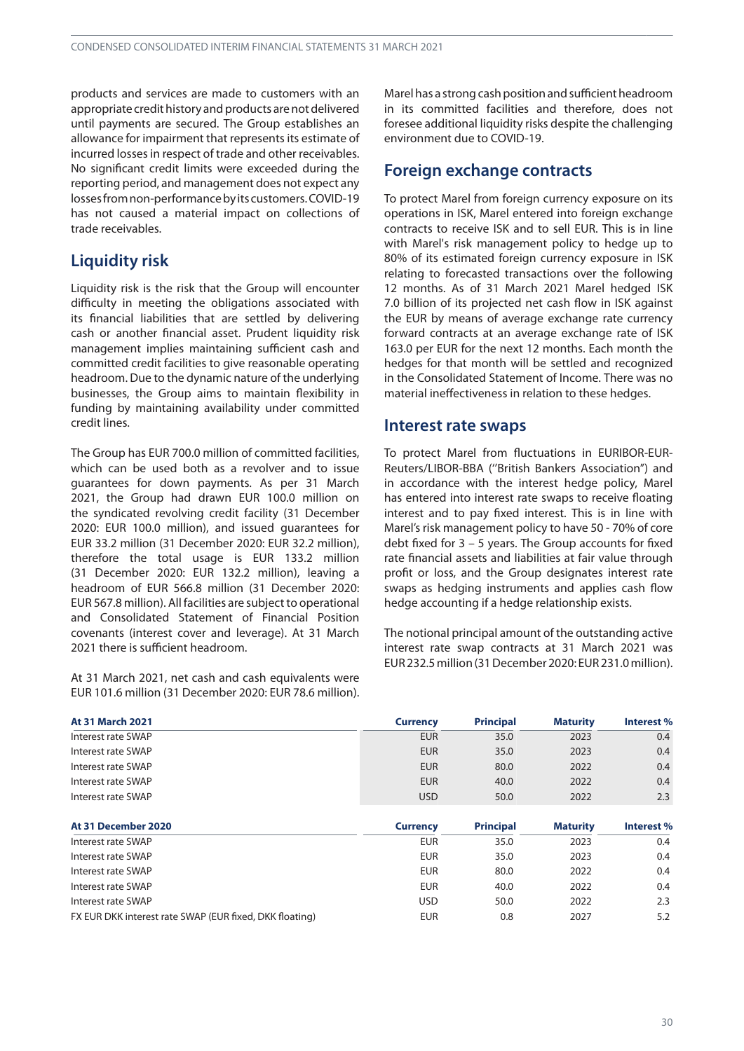products and services are made to customers with an appropriate credit history and products are not delivered until payments are secured. The Group establishes an allowance for impairment that represents its estimate of incurred losses in respect of trade and other receivables. No significant credit limits were exceeded during the reporting period, and management does not expect any losses from non-performance by its customers. COVID-19 has not caused a material impact on collections of trade receivables.

## Liquidity risk

Liquidity risk is the risk that the Group will encounter difficulty in meeting the obligations associated with its financial liabilities that are settled by delivering cash or another financial asset. Prudent liquidity risk management implies maintaining sufficient cash and committed credit facilities to give reasonable operating headroom. Due to the dynamic nature of the underlying businesses, the Group aims to maintain flexibility in funding by maintaining availability under committed credit lines.

The Group has EUR 700.0 million of committed facilities, which can be used both as a revolver and to issue guarantees for down payments. As per 31 March 2021, the Group had drawn EUR 100.0 million on the syndicated revolving credit facility (31 December 2020: EUR 100.0 million), and issued guarantees for EUR 33.2 million (31 December 2020: EUR 32.2 million), therefore the total usage is EUR 133.2 million (31 December 2020: EUR 132.2 million), leaving a headroom of EUR 566.8 million (31 December 2020: EUR 567.8 million). All facilities are subject to operational and Consolidated Statement of Financial Position covenants (interest cover and leverage). At 31 March 2021 there is sufficient headroom.

At 31 March 2021, net cash and cash equivalents were EUR 101.6 million (31 December 2020: EUR 78.6 million).

Marel has a strong cash position and sufficient headroom in its committed facilities and therefore, does not foresee additional liquidity risks despite the challenging environment due to COVID-19.

## Foreign exchange contracts

To protect Marel from foreign currency exposure on its operations in ISK, Marel entered into foreign exchange contracts to receive ISK and to sell EUR. This is in line with Marel's risk management policy to hedge up to 80% of its estimated foreign currency exposure in ISK relating to forecasted transactions over the following 12 months. As of 31 March 2021 Marel hedged ISK 7.0 billion of its projected net cash flow in ISK against the EUR by means of average exchange rate currency forward contracts at an average exchange rate of ISK 163.0 per EUR for the next 12 months. Each month the hedges for that month will be settled and recognized in the Consolidated Statement of Income. There was no material ineffectiveness in relation to these hedges.

## Interest rate swaps

To protect Marel from fluctuations in EURIBOR-EUR-Reuters/LIBOR-BBA ("British Bankers Association") and in accordance with the interest hedge policy, Marel has entered into interest rate swaps to receive floating interest and to pay fixed interest. This is in line with Marel's risk management policy to have 50 - 70% of core debt fixed for 3 – 5 years. The Group accounts for fixed rate financial assets and liabilities at fair value through profit or loss, and the Group designates interest rate swaps as hedging instruments and applies cash flow hedge accounting if a hedge relationship exists.

The notional principal amount of the outstanding active interest rate swap contracts at 31 March 2021 was EUR 232.5 million (31 December 2020: EUR 231.0 million).

| At 31 March 2021 | Currency | Principal | Maturity | Interest % |
|---|---|---|---|---|
| Interest rate SWAP | EUR | 35.0 | 2023 | 0.4 |
| Interest rate SWAP | EUR | 35.0 | 2023 | 0.4 |
| Interest rate SWAP | EUR | 80.0 | 2022 | 0.4 |
| Interest rate SWAP | EUR | 40.0 | 2022 | 0.4 |
| Interest rate SWAP | USD | 50.0 | 2022 | 2.3 |

| At 31 December 2020 | Currency | Principal | Maturity | Interest % |
|---|---|---|---|---|
| Interest rate SWAP | EUR | 35.0 | 2023 | 0.4 |
| Interest rate SWAP | EUR | 35.0 | 2023 | 0.4 |
| Interest rate SWAP | EUR | 80.0 | 2022 | 0.4 |
| Interest rate SWAP | EUR | 40.0 | 2022 | 0.4 |
| Interest rate SWAP | USD | 50.0 | 2022 | 2.3 |
| FX EUR DKK interest rate SWAP (EUR fixed, DKK floating) | EUR | 0.8 | 2027 | 5.2 |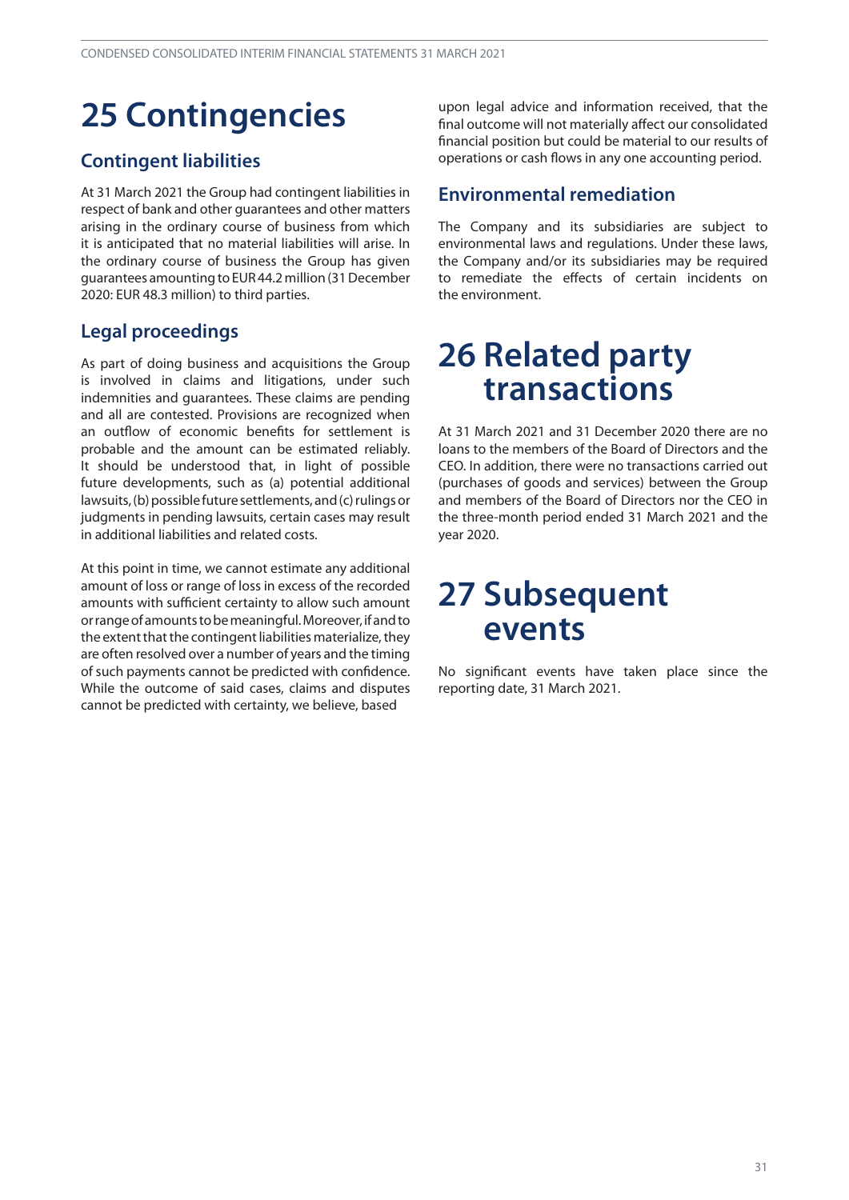# 25 Contingencies

## Contingent liabilities

At 31 March 2021 the Group had contingent liabilities in respect of bank and other guarantees and other matters arising in the ordinary course of business from which it is anticipated that no material liabilities will arise. In the ordinary course of business the Group has given guarantees amounting to EUR 44.2 million (31 December 2020: EUR 48.3 million) to third parties.

## Legal proceedings

As part of doing business and acquisitions the Group is involved in claims and litigations, under such indemnities and guarantees. These claims are pending and all are contested. Provisions are recognized when an outflow of economic benefits for settlement is probable and the amount can be estimated reliably. It should be understood that, in light of possible future developments, such as (a) potential additional lawsuits, (b) possible future settlements, and (c) rulings or judgments in pending lawsuits, certain cases may result in additional liabilities and related costs.

At this point in time, we cannot estimate any additional amount of loss or range of loss in excess of the recorded amounts with sufficient certainty to allow such amount or range of amounts to be meaningful. Moreover, if and to the extent that the contingent liabilities materialize, they are often resolved over a number of years and the timing of such payments cannot be predicted with confidence. While the outcome of said cases, claims and disputes cannot be predicted with certainty, we believe, based upon legal advice and information received, that the final outcome will not materially affect our consolidated financial position but could be material to our results of operations or cash flows in any one accounting period.

## Environmental remediation

The Company and its subsidiaries are subject to environmental laws and regulations. Under these laws, the Company and/or its subsidiaries may be required to remediate the effects of certain incidents on the environment.

# 26 Related party transactions

At 31 March 2021 and 31 December 2020 there are no loans to the members of the Board of Directors and the CEO. In addition, there were no transactions carried out (purchases of goods and services) between the Group and members of the Board of Directors nor the CEO in the three-month period ended 31 March 2021 and the year 2020.

# 27 Subsequent events

No significant events have taken place since the reporting date, 31 March 2021.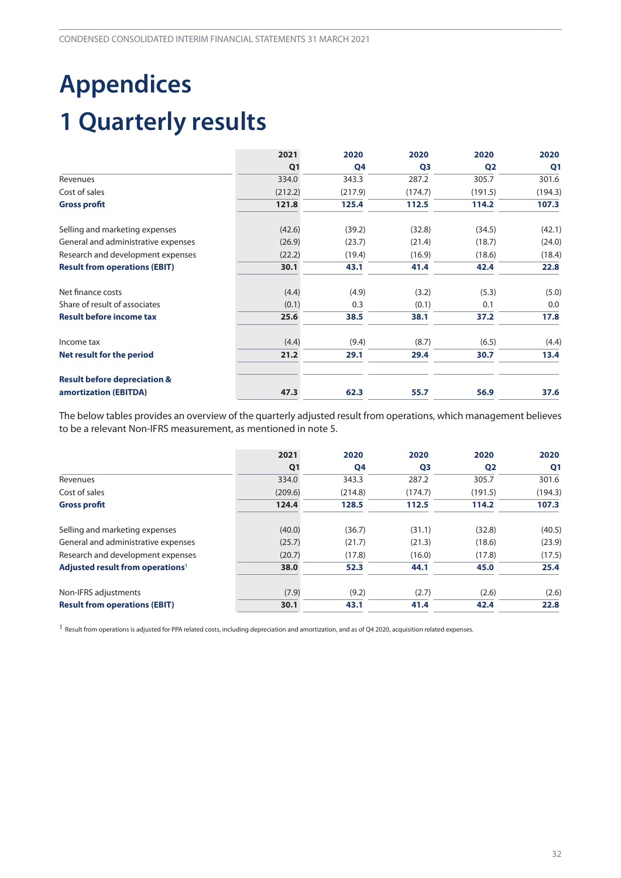# Appendices

# 1 Quarterly results

| | 2021 Q1 | 2020 Q4 | 2020 Q3 | 2020 Q2 | 2020 Q1 |
|---|---|---|---|---|---|
| Revenues | 334.0 | 343.3 | 287.2 | 305.7 | 301.6 |
| Cost of sales | (212.2) | (217.9) | (174.7) | (191.5) | (194.3) |
| **Gross profit** | **121.8** | **125.4** | **112.5** | **114.2** | **107.3** |
| | | | | | |
| Selling and marketing expenses | (42.6) | (39.2) | (32.8) | (34.5) | (42.1) |
| General and administrative expenses | (26.9) | (23.7) | (21.4) | (18.7) | (24.0) |
| Research and development expenses | (22.2) | (19.4) | (16.9) | (18.6) | (18.4) |
| **Result from operations (EBIT)** | **30.1** | **43.1** | **41.4** | **42.4** | **22.8** |
| | | | | | |
| Net finance costs | (4.4) | (4.9) | (3.2) | (5.3) | (5.0) |
| Share of result of associates | (0.1) | 0.3 | (0.1) | 0.1 | 0.0 |
| **Result before income tax** | **25.6** | **38.5** | **38.1** | **37.2** | **17.8** |
| | | | | | |
| Income tax | (4.4) | (9.4) | (8.7) | (6.5) | (4.4) |
| **Net result for the period** | **21.2** | **29.1** | **29.4** | **30.7** | **13.4** |
| | | | | | |
| **Result before depreciation & amortization (EBITDA)** | **47.3** | **62.3** | **55.7** | **56.9** | **37.6** |

The below tables provides an overview of the quarterly adjusted result from operations, which management believes to be a relevant Non-IFRS measurement, as mentioned in note 5.

| | 2021 Q1 | 2020 Q4 | 2020 Q3 | 2020 Q2 | 2020 Q1 |
|---|---|---|---|---|---|
| Revenues | 334.0 | 343.3 | 287.2 | 305.7 | 301.6 |
| Cost of sales | (209.6) | (214.8) | (174.7) | (191.5) | (194.3) |
| **Gross profit** | **124.4** | **128.5** | **112.5** | **114.2** | **107.3** |
| | | | | | |
| Selling and marketing expenses | (40.0) | (36.7) | (31.1) | (32.8) | (40.5) |
| General and administrative expenses | (25.7) | (21.7) | (21.3) | (18.6) | (23.9) |
| Research and development expenses | (20.7) | (17.8) | (16.0) | (17.8) | (17.5) |
| **Adjusted result from operations**[1] | **38.0** | **52.3** | **44.1** | **45.0** | **25.4** |
| | | | | | |
| Non-IFRS adjustments | (7.9) | (9.2) | (2.7) | (2.6) | (2.6) |
| **Result from operations (EBIT)** | **30.1** | **43.1** | **41.4** | **42.4** | **22.8** |

[1] Result from operations is adjusted for PPA related costs, including depreciation and amortization, and as of Q4 2020, acquisition related expenses.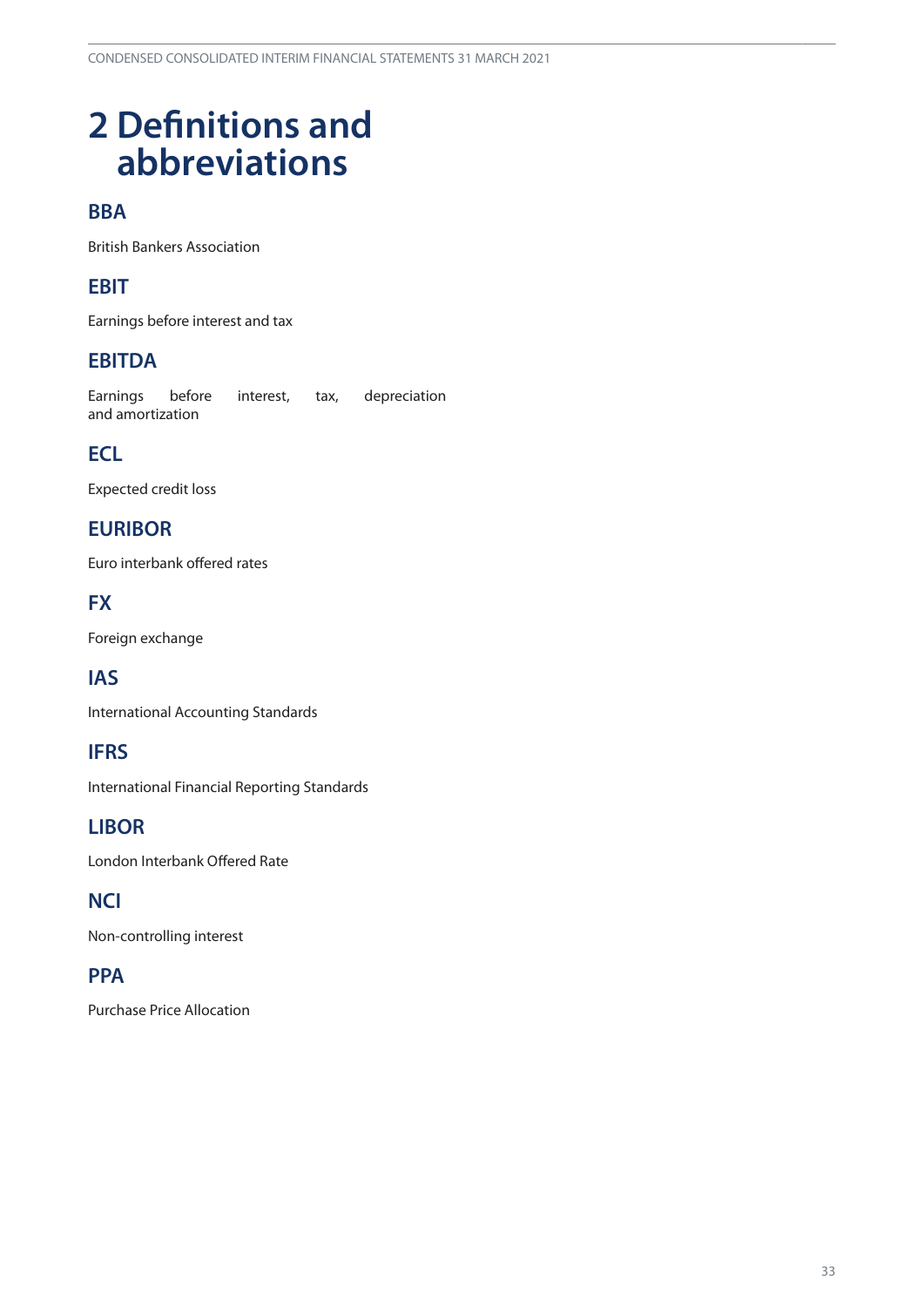# 2 Definitions and abbreviations

## BBA

British Bankers Association

## EBIT

Earnings before interest and tax

## EBITDA

Earnings before interest, tax, depreciation and amortization

## ECL

Expected credit loss

## EURIBOR

Euro interbank offered rates

## FX

Foreign exchange

## IAS

International Accounting Standards

## IFRS

International Financial Reporting Standards

## LIBOR

London Interbank Offered Rate

## NCI

Non-controlling interest

## PPA

Purchase Price Allocation